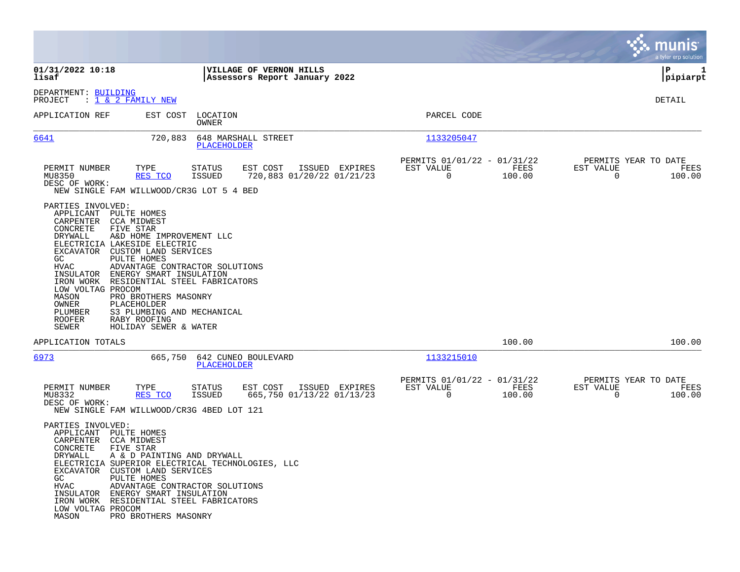**01/31/2022 10:18** | **VILLAGE OF VERNON HILLS** | **P 1**
**lisaf** | **Assessors Report January 2022** | **pipiarpt**

DEPARTMENT: BUILDING
PROJECT : 1 & 2 FAMILY NEW

DETAIL

| APPLICATION REF | EST COST | LOCATION / OWNER | PARCEL CODE |
|---|---|---|---|
| 6641 | 720,883 | 648 MARSHALL STREET / PLACEHOLDER | 1133205047 |

| PERMIT NUMBER | TYPE | STATUS | EST COST | ISSUED | EXPIRES | PERMITS 01/01/22 - 01/31/22 EST VALUE | FEES | PERMITS YEAR TO DATE EST VALUE | FEES |
|---|---|---|---|---|---|---|---|---|---|
| MU8350 | RES TCO | ISSUED | 720,883 | 01/20/22 | 01/21/23 | 0 | 100.00 | 0 | 100.00 |

DESC OF WORK:
NEW SINGLE FAM WILLWOOD/CR3G LOT 5 4 BED

PARTIES INVOLVED:

| Role | Party |
|---|---|
| APPLICANT | PULTE HOMES |
| CARPENTER | CCA MIDWEST |
| CONCRETE | FIVE STAR |
| DRYWALL | A&D HOME IMPROVEMENT LLC |
| ELECTRICIA | LAKESIDE ELECTRIC |
| EXCAVATOR | CUSTOM LAND SERVICES |
| GC | PULTE HOMES |
| HVAC | ADVANTAGE CONTRACTOR SOLUTIONS |
| INSULATOR | ENERGY SMART INSULATION |
| IRON WORK | RESIDENTIAL STEEL FABRICATORS |
| LOW VOLTAG | PROCOM |
| MASON | PRO BROTHERS MASONRY |
| OWNER | PLACEHOLDER |
| PLUMBER | S3 PLUMBING AND MECHANICAL |
| ROOFER | RABY ROOFING |
| SEWER | HOLIDAY SEWER & WATER |

APPLICATION TOTALS: 100.00 | 100.00

| APPLICATION REF | EST COST | LOCATION / OWNER | PARCEL CODE |
|---|---|---|---|
| 6973 | 665,750 | 642 CUNEO BOULEVARD / PLACEHOLDER | 1133215010 |

| PERMIT NUMBER | TYPE | STATUS | EST COST | ISSUED | EXPIRES | PERMITS 01/01/22 - 01/31/22 EST VALUE | FEES | PERMITS YEAR TO DATE EST VALUE | FEES |
|---|---|---|---|---|---|---|---|---|---|
| MU8332 | RES TCO | ISSUED | 665,750 | 01/13/22 | 01/13/23 | 0 | 100.00 | 0 | 100.00 |

DESC OF WORK:
NEW SINGLE FAM WILLWOOD/CR3G 4BED LOT 121

PARTIES INVOLVED:

| Role | Party |
|---|---|
| APPLICANT | PULTE HOMES |
| CARPENTER | CCA MIDWEST |
| CONCRETE | FIVE STAR |
| DRYWALL | A & D PAINTING AND DRYWALL |
| ELECTRICIA | SUPERIOR ELECTRICAL TECHNOLOGIES, LLC |
| EXCAVATOR | CUSTOM LAND SERVICES |
| GC | PULTE HOMES |
| HVAC | ADVANTAGE CONTRACTOR SOLUTIONS |
| INSULATOR | ENERGY SMART INSULATION |
| IRON WORK | RESIDENTIAL STEEL FABRICATORS |
| LOW VOLTAG | PROCOM |
| MASON | PRO BROTHERS MASONRY |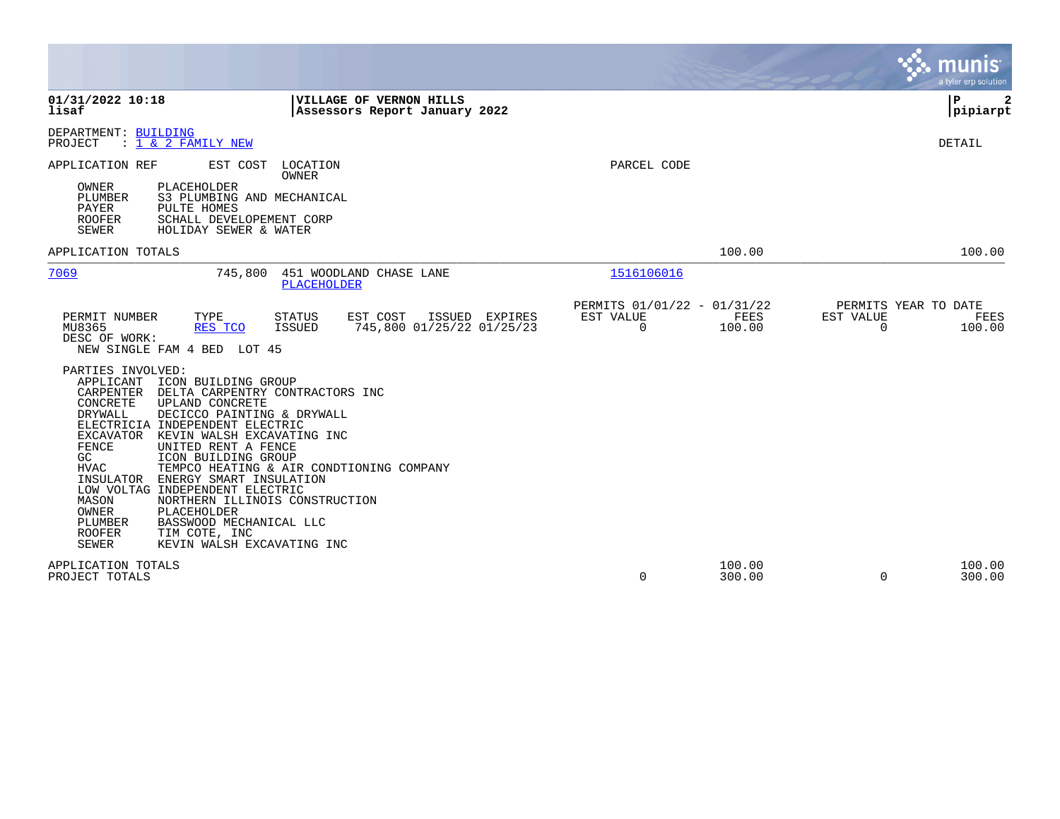**01/31/2022 10:18** | **VILLAGE OF VERNON HILLS** | **P 2**
**lisaf** | **Assessors Report January 2022** | **pipiarpt**

DEPARTMENT: BUILDING
PROJECT : 1 & 2 FAMILY NEW

DETAIL

APPLICATION REF | EST COST | LOCATION / OWNER | PARCEL CODE

| Role | Name |
|---|---|
| OWNER | PLACEHOLDER |
| PLUMBER | S3 PLUMBING AND MECHANICAL |
| PAYER | PULTE HOMES |
| ROOFER | SCHALL DEVELOPEMENT CORP |
| SEWER | HOLIDAY SEWER & WATER |

APPLICATION TOTALS — 100.00 — 100.00

---

**7069** — 745,800 — 451 WOODLAND CHASE LANE — PLACEHOLDER — 1516106016

| PERMIT NUMBER | TYPE | STATUS | EST COST | ISSUED | EXPIRES | PERMITS 01/01/22 - 01/31/22 EST VALUE | FEES | PERMITS YEAR TO DATE EST VALUE | FEES |
|---|---|---|---|---|---|---|---|---|---|
| MU8365 | RES TCO | ISSUED | 745,800 | 01/25/22 | 01/25/23 | 0 | 100.00 | 0 | 100.00 |

DESC OF WORK:
NEW SINGLE FAM 4 BED LOT 45

PARTIES INVOLVED:

| Role | Name |
|---|---|
| APPLICANT | ICON BUILDING GROUP |
| CARPENTER | DELTA CARPENTRY CONTRACTORS INC |
| CONCRETE | UPLAND CONCRETE |
| DRYWALL | DECICCO PAINTING & DRYWALL |
| ELECTRICIA | INDEPENDENT ELECTRIC |
| EXCAVATOR | KEVIN WALSH EXCAVATING INC |
| FENCE | UNITED RENT A FENCE |
| GC | ICON BUILDING GROUP |
| HVAC | TEMPCO HEATING & AIR CONDTIONING COMPANY |
| INSULATOR | ENERGY SMART INSULATION |
| LOW VOLTAG | INDEPENDENT ELECTRIC |
| MASON | NORTHERN ILLINOIS CONSTRUCTION |
| OWNER | PLACEHOLDER |
| PLUMBER | BASSWOOD MECHANICAL LLC |
| ROOFER | TIM COTE, INC |
| SEWER | KEVIN WALSH EXCAVATING INC |

| | EST VALUE | FEES | EST VALUE | FEES |
|---|---|---|---|---|
| APPLICATION TOTALS | | 100.00 | | 100.00 |
| PROJECT TOTALS | 0 | 300.00 | 0 | 300.00 |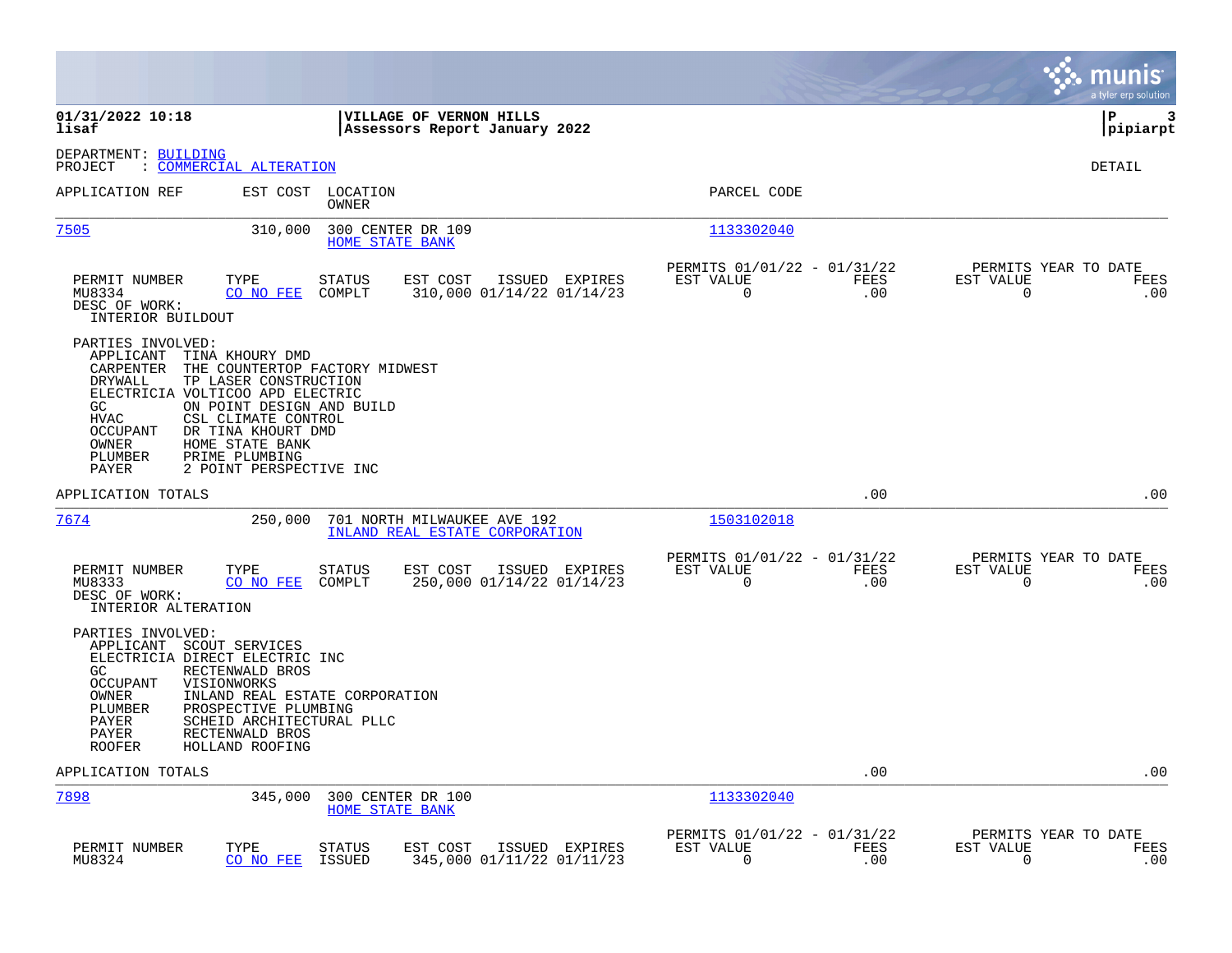**01/31/2022 10:18**
**lisaf**

**VILLAGE OF VERNON HILLS**
**Assessors Report January 2022**

**P 3**
**pipiarpt**

DEPARTMENT: BUILDING
PROJECT : COMMERCIAL ALTERATION

DETAIL

| APPLICATION REF | EST COST | LOCATION / OWNER | PARCEL CODE |
|---|---|---|---|
| 7505 | 310,000 | 300 CENTER DR 109 / HOME STATE BANK | 1133302040 |

| PERMIT NUMBER | TYPE | STATUS | EST COST | ISSUED | EXPIRES | PERMITS 01/01/22 - 01/31/22 EST VALUE | FEES | PERMITS YEAR TO DATE EST VALUE | FEES |
|---|---|---|---|---|---|---|---|---|---|
| MU8334 | CO NO FEE | COMPLT | 310,000 | 01/14/22 | 01/14/23 | 0 | .00 | 0 | .00 |

DESC OF WORK:
INTERIOR BUILDOUT

PARTIES INVOLVED:

| Role | Name |
|---|---|
| APPLICANT | TINA KHOURY DMD |
| CARPENTER | THE COUNTERTOP FACTORY MIDWEST |
| DRYWALL | TP LASER CONSTRUCTION |
| ELECTRICIA | VOLTICOO APD ELECTRIC |
| GC | ON POINT DESIGN AND BUILD |
| HVAC | CSL CLIMATE CONTROL |
| OCCUPANT | DR TINA KHOURT DMD |
| OWNER | HOME STATE BANK |
| PLUMBER | PRIME PLUMBING |
| PAYER | 2 POINT PERSPECTIVE INC |

APPLICATION TOTALS .00 .00

---

| APPLICATION REF | EST COST | LOCATION / OWNER | PARCEL CODE |
|---|---|---|---|
| 7674 | 250,000 | 701 NORTH MILWAUKEE AVE 192 / INLAND REAL ESTATE CORPORATION | 1503102018 |

| PERMIT NUMBER | TYPE | STATUS | EST COST | ISSUED | EXPIRES | PERMITS 01/01/22 - 01/31/22 EST VALUE | FEES | PERMITS YEAR TO DATE EST VALUE | FEES |
|---|---|---|---|---|---|---|---|---|---|
| MU8333 | CO NO FEE | COMPLT | 250,000 | 01/14/22 | 01/14/23 | 0 | .00 | 0 | .00 |

DESC OF WORK:
INTERIOR ALTERATION

PARTIES INVOLVED:

| Role | Name |
|---|---|
| APPLICANT | SCOUT SERVICES |
| ELECTRICIA | DIRECT ELECTRIC INC |
| GC | RECTENWALD BROS |
| OCCUPANT | VISIONWORKS |
| OWNER | INLAND REAL ESTATE CORPORATION |
| PLUMBER | PROSPECTIVE PLUMBING |
| PAYER | SCHEID ARCHITECTURAL PLLC |
| PAYER | RECTENWALD BROS |
| ROOFER | HOLLAND ROOFING |

APPLICATION TOTALS .00 .00

---

| APPLICATION REF | EST COST | LOCATION / OWNER | PARCEL CODE |
|---|---|---|---|
| 7898 | 345,000 | 300 CENTER DR 100 / HOME STATE BANK | 1133302040 |

| PERMIT NUMBER | TYPE | STATUS | EST COST | ISSUED | EXPIRES | PERMITS 01/01/22 - 01/31/22 EST VALUE | FEES | PERMITS YEAR TO DATE EST VALUE | FEES |
|---|---|---|---|---|---|---|---|---|---|
| MU8324 | CO NO FEE | ISSUED | 345,000 | 01/11/22 | 01/11/23 | 0 | .00 | 0 | .00 |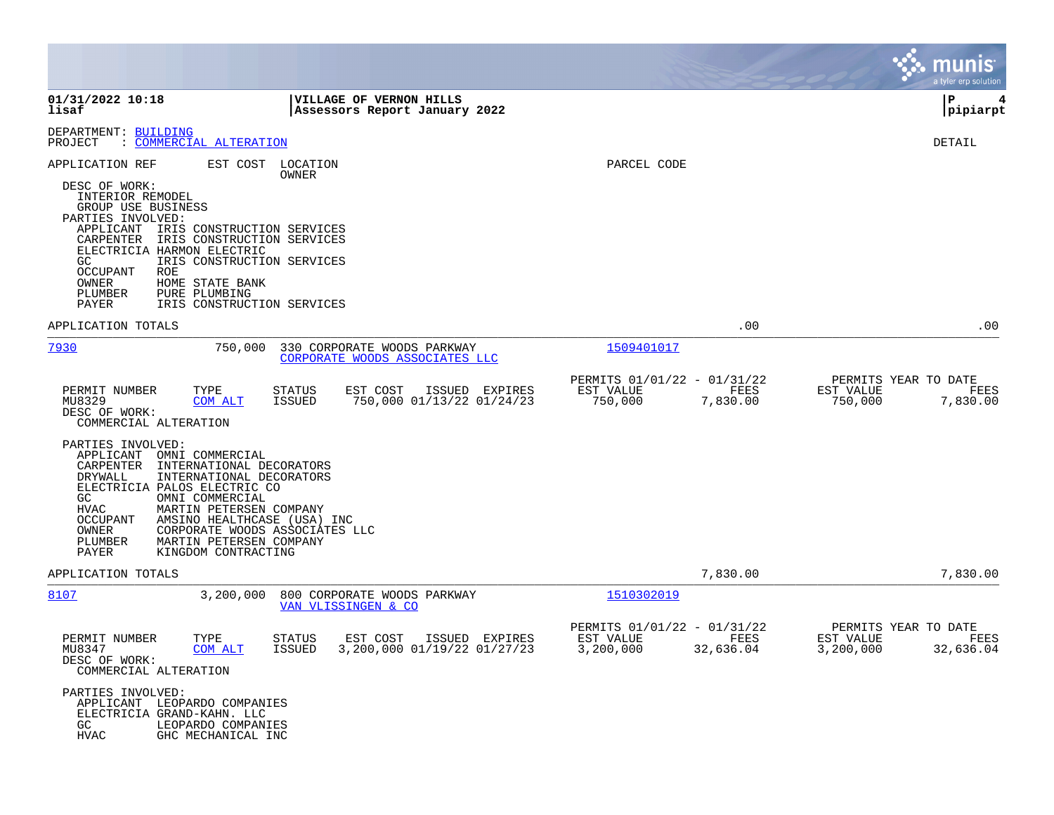DEPARTMENT: BUILDING
PROJECT : COMMERCIAL ALTERATION

DETAIL

| APPLICATION REF | EST COST | LOCATION / OWNER | PARCEL CODE |
|---|---|---|---|

DESC OF WORK:
INTERIOR REMODEL
GROUP USE BUSINESS

PARTIES INVOLVED:

- APPLICANT IRIS CONSTRUCTION SERVICES
- CARPENTER IRIS CONSTRUCTION SERVICES
- ELECTRICIA HARMON ELECTRIC
- GC IRIS CONSTRUCTION SERVICES
- OCCUPANT ROE
- OWNER HOME STATE BANK
- PLUMBER PURE PLUMBING
- PAYER IRIS CONSTRUCTION SERVICES

APPLICATION TOTALS .00 .00

---

**7930** 750,000 330 CORPORATE WOODS PARKWAY — CORPORATE WOODS ASSOCIATES LLC — 1509401017

| PERMIT NUMBER | TYPE | STATUS | EST COST | ISSUED | EXPIRES | PERMITS 01/01/22 - 01/31/22 EST VALUE | FEES | PERMITS YEAR TO DATE EST VALUE | FEES |
|---|---|---|---|---|---|---|---|---|---|
| MU8329 | COM ALT | ISSUED | 750,000 | 01/13/22 | 01/24/23 | 750,000 | 7,830.00 | 750,000 | 7,830.00 |

DESC OF WORK:
COMMERCIAL ALTERATION

PARTIES INVOLVED:

- APPLICANT OMNI COMMERCIAL
- CARPENTER INTERNATIONAL DECORATORS
- DRYWALL INTERNATIONAL DECORATORS
- ELECTRICIA PALOS ELECTRIC CO
- GC OMNI COMMERCIAL
- HVAC MARTIN PETERSEN COMPANY
- OCCUPANT AMSINO HEALTHCASE (USA) INC
- OWNER CORPORATE WOODS ASSOCIATES LLC
- PLUMBER MARTIN PETERSEN COMPANY
- PAYER KINGDOM CONTRACTING

APPLICATION TOTALS 7,830.00 7,830.00

---

**8107** 3,200,000 800 CORPORATE WOODS PARKWAY — VAN VLISSINGEN & CO — 1510302019

| PERMIT NUMBER | TYPE | STATUS | EST COST | ISSUED | EXPIRES | PERMITS 01/01/22 - 01/31/22 EST VALUE | FEES | PERMITS YEAR TO DATE EST VALUE | FEES |
|---|---|---|---|---|---|---|---|---|---|
| MU8347 | COM ALT | ISSUED | 3,200,000 | 01/19/22 | 01/27/23 | 3,200,000 | 32,636.04 | 3,200,000 | 32,636.04 |

DESC OF WORK:
COMMERCIAL ALTERATION

PARTIES INVOLVED:

- APPLICANT LEOPARDO COMPANIES
- ELECTRICIA GRAND-KAHN. LLC
- GC LEOPARDO COMPANIES
- HVAC GHC MECHANICAL INC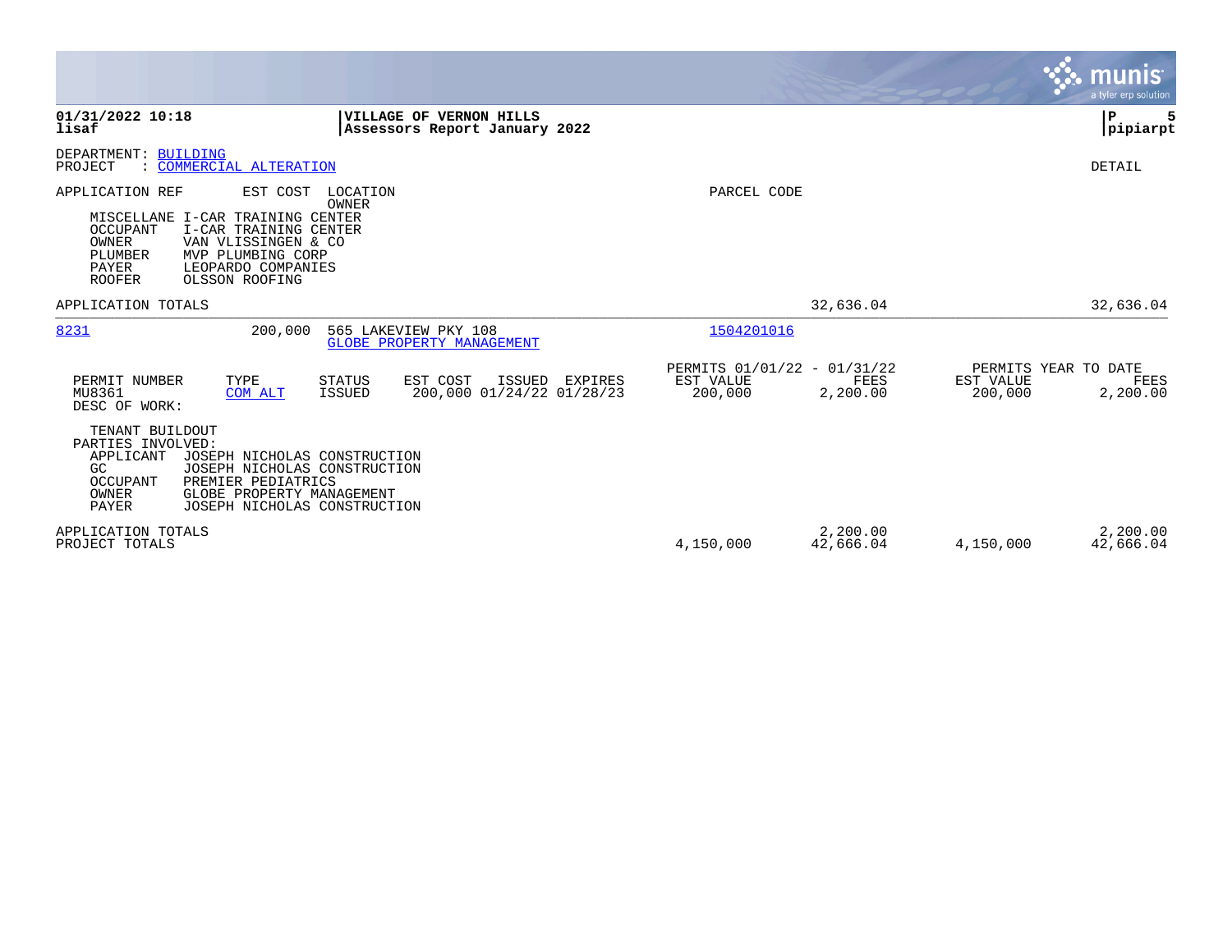**01/31/2022 10:18**
**lisaf**

**VILLAGE OF VERNON HILLS**
**Assessors Report January 2022**

**P 5**
**pipiarpt**

DEPARTMENT: BUILDING
PROJECT : COMMERCIAL ALTERATION

DETAIL

| APPLICATION REF | EST COST | LOCATION / OWNER | PARCEL CODE | | |
|---|---|---|---|---|---|
| | | | | | |

MISCELLANE I-CAR TRAINING CENTER
OCCUPANT I-CAR TRAINING CENTER
OWNER VAN VLISSINGEN & CO
PLUMBER MVP PLUMBING CORP
PAYER LEOPARDO COMPANIES
ROOFER OLSSON ROOFING

APPLICATION TOTALS 32,636.04 32,636.04

| APPLICATION REF | EST COST | LOCATION / OWNER | PARCEL CODE |
|---|---|---|---|
| 8231 | 200,000 | 565 LAKEVIEW PKY 108 / GLOBE PROPERTY MANAGEMENT | 1504201016 |

| PERMIT NUMBER | TYPE | STATUS | EST COST | ISSUED | EXPIRES | PERMITS 01/01/22 - 01/31/22 EST VALUE | PERMITS 01/01/22 - 01/31/22 FEES | PERMITS YEAR TO DATE EST VALUE | PERMITS YEAR TO DATE FEES |
|---|---|---|---|---|---|---|---|---|---|
| MU8361 | COM ALT | ISSUED | 200,000 | 01/24/22 | 01/28/23 | 200,000 | 2,200.00 | 200,000 | 2,200.00 |

DESC OF WORK:

TENANT BUILDOUT
PARTIES INVOLVED:
APPLICANT JOSEPH NICHOLAS CONSTRUCTION
GC JOSEPH NICHOLAS CONSTRUCTION
OCCUPANT PREMIER PEDIATRICS
OWNER GLOBE PROPERTY MANAGEMENT
PAYER JOSEPH NICHOLAS CONSTRUCTION

| | EST VALUE | FEES | YTD EST VALUE | YTD FEES |
|---|---|---|---|---|
| APPLICATION TOTALS | | 2,200.00 | | 2,200.00 |
| PROJECT TOTALS | 4,150,000 | 42,666.04 | 4,150,000 | 42,666.04 |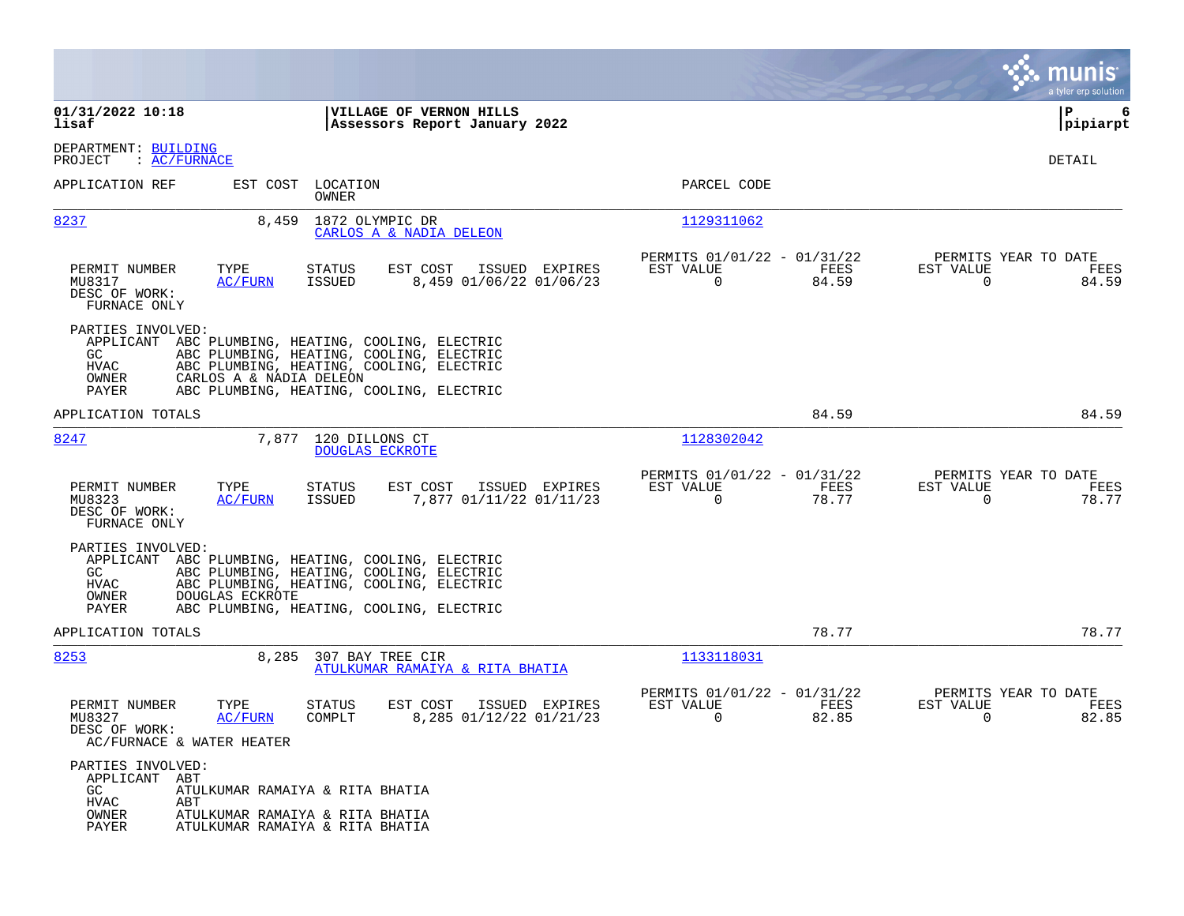**01/31/2022 10:18**
**lisaf**

**VILLAGE OF VERNON HILLS**
**Assessors Report January 2022**

**P 6**
**pipiarpt**

DEPARTMENT: BUILDING
PROJECT : AC/FURNACE

DETAIL

| APPLICATION REF | EST COST | LOCATION / OWNER | PARCEL CODE |
|---|---|---|---|
| 8237 | 8,459 | 1872 OLYMPIC DR / CARLOS A & NADIA DELEON | 1129311062 |

| PERMIT NUMBER | TYPE | STATUS | EST COST | ISSUED | EXPIRES | PERMITS 01/01/22 - 01/31/22 EST VALUE | FEES | PERMITS YEAR TO DATE EST VALUE | FEES |
|---|---|---|---|---|---|---|---|---|---|
| MU8317 | AC/FURN | ISSUED | 8,459 | 01/06/22 | 01/06/23 | 0 | 84.59 | 0 | 84.59 |

DESC OF WORK:
FURNACE ONLY

PARTIES INVOLVED:
- APPLICANT ABC PLUMBING, HEATING, COOLING, ELECTRIC
- GC ABC PLUMBING, HEATING, COOLING, ELECTRIC
- HVAC ABC PLUMBING, HEATING, COOLING, ELECTRIC
- OWNER CARLOS A & NADIA DELEON
- PAYER ABC PLUMBING, HEATING, COOLING, ELECTRIC

APPLICATION TOTALS 84.59 84.59

| APPLICATION REF | EST COST | LOCATION / OWNER | PARCEL CODE |
|---|---|---|---|
| 8247 | 7,877 | 120 DILLONS CT / DOUGLAS ECKROTE | 1128302042 |

| PERMIT NUMBER | TYPE | STATUS | EST COST | ISSUED | EXPIRES | PERMITS 01/01/22 - 01/31/22 EST VALUE | FEES | PERMITS YEAR TO DATE EST VALUE | FEES |
|---|---|---|---|---|---|---|---|---|---|
| MU8323 | AC/FURN | ISSUED | 7,877 | 01/11/22 | 01/11/23 | 0 | 78.77 | 0 | 78.77 |

DESC OF WORK:
FURNACE ONLY

PARTIES INVOLVED:
- APPLICANT ABC PLUMBING, HEATING, COOLING, ELECTRIC
- GC ABC PLUMBING, HEATING, COOLING, ELECTRIC
- HVAC ABC PLUMBING, HEATING, COOLING, ELECTRIC
- OWNER DOUGLAS ECKROTE
- PAYER ABC PLUMBING, HEATING, COOLING, ELECTRIC

APPLICATION TOTALS 78.77 78.77

| APPLICATION REF | EST COST | LOCATION / OWNER | PARCEL CODE |
|---|---|---|---|
| 8253 | 8,285 | 307 BAY TREE CIR / ATULKUMAR RAMAIYA & RITA BHATIA | 1133118031 |

| PERMIT NUMBER | TYPE | STATUS | EST COST | ISSUED | EXPIRES | PERMITS 01/01/22 - 01/31/22 EST VALUE | FEES | PERMITS YEAR TO DATE EST VALUE | FEES |
|---|---|---|---|---|---|---|---|---|---|
| MU8327 | AC/FURN | COMPLT | 8,285 | 01/12/22 | 01/21/23 | 0 | 82.85 | 0 | 82.85 |

DESC OF WORK:
AC/FURNACE & WATER HEATER

PARTIES INVOLVED:
- APPLICANT ABT
- GC ATULKUMAR RAMAIYA & RITA BHATIA
- HVAC ABT
- OWNER ATULKUMAR RAMAIYA & RITA BHATIA
- PAYER ATULKUMAR RAMAIYA & RITA BHATIA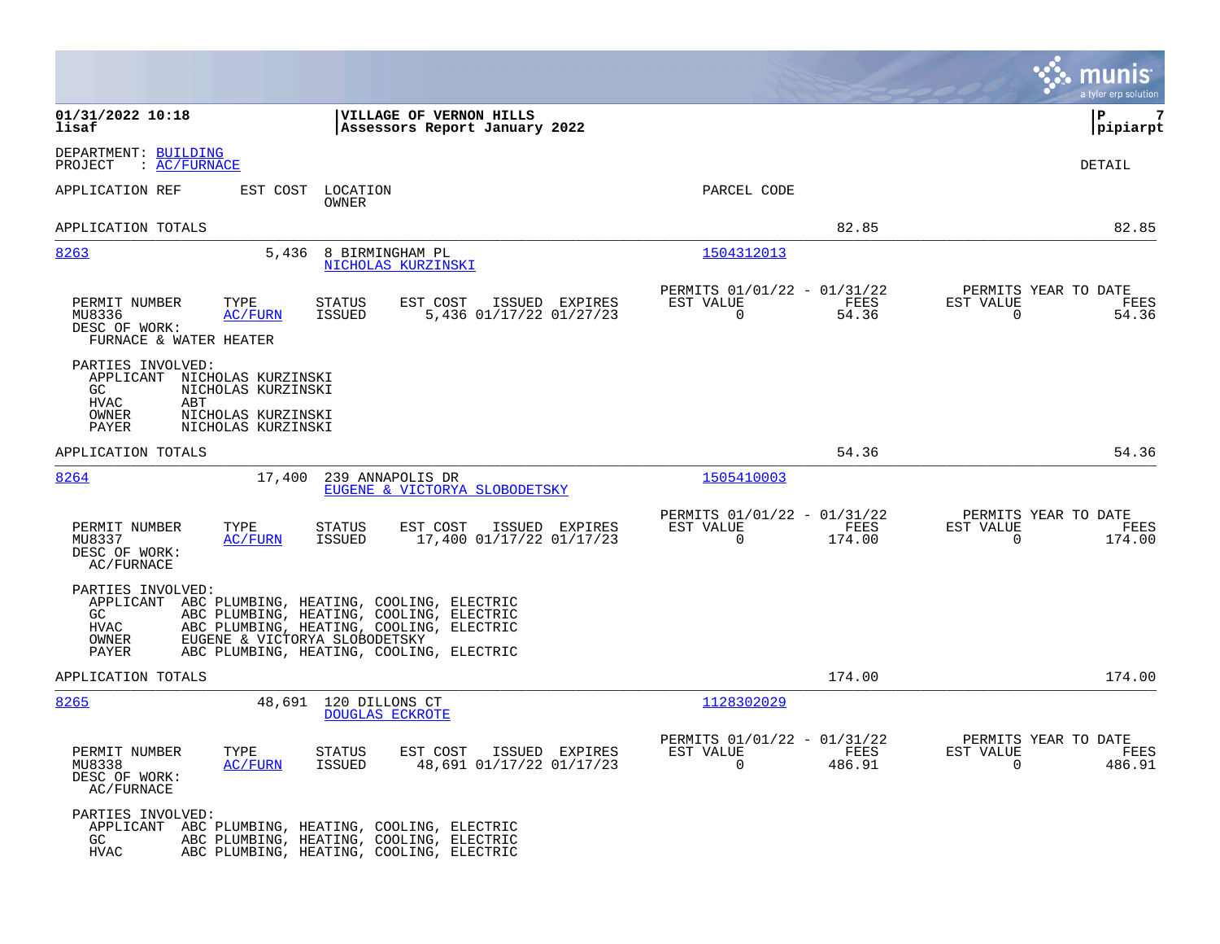**01/31/2022 10:18**
**lisaf**

**VILLAGE OF VERNON HILLS**
**Assessors Report January 2022**

**P 7**
**pipiarpt**

DEPARTMENT: BUILDING
PROJECT : AC/FURNACE

DETAIL

| APPLICATION REF | EST COST | LOCATION / OWNER | PARCEL CODE | | |
|---|---|---|---|---|---|
| APPLICATION TOTALS | | | | 82.85 | 82.85 |

---

| APPLICATION REF | EST COST | LOCATION / OWNER | PARCEL CODE |
|---|---|---|---|
| 8263 | 5,436 | 8 BIRMINGHAM PL / NICHOLAS KURZINSKI | 1504312013 |

| PERMIT NUMBER | TYPE | STATUS | EST COST | ISSUED | EXPIRES | PERMITS 01/01/22 - 01/31/22 EST VALUE | FEES | PERMITS YEAR TO DATE EST VALUE | FEES |
|---|---|---|---|---|---|---|---|---|---|
| MU8336 | AC/FURN | ISSUED | 5,436 | 01/17/22 | 01/27/23 | 0 | 54.36 | 0 | 54.36 |

DESC OF WORK:
FURNACE & WATER HEATER

PARTIES INVOLVED:
- APPLICANT NICHOLAS KURZINSKI
- GC NICHOLAS KURZINSKI
- HVAC ABT
- OWNER NICHOLAS KURZINSKI
- PAYER NICHOLAS KURZINSKI

APPLICATION TOTALS 54.36 54.36

---

| APPLICATION REF | EST COST | LOCATION / OWNER | PARCEL CODE |
|---|---|---|---|
| 8264 | 17,400 | 239 ANNAPOLIS DR / EUGENE & VICTORYA SLOBODETSKY | 1505410003 |

| PERMIT NUMBER | TYPE | STATUS | EST COST | ISSUED | EXPIRES | PERMITS 01/01/22 - 01/31/22 EST VALUE | FEES | PERMITS YEAR TO DATE EST VALUE | FEES |
|---|---|---|---|---|---|---|---|---|---|
| MU8337 | AC/FURN | ISSUED | 17,400 | 01/17/22 | 01/17/23 | 0 | 174.00 | 0 | 174.00 |

DESC OF WORK:
AC/FURNACE

PARTIES INVOLVED:
- APPLICANT ABC PLUMBING, HEATING, COOLING, ELECTRIC
- GC ABC PLUMBING, HEATING, COOLING, ELECTRIC
- HVAC ABC PLUMBING, HEATING, COOLING, ELECTRIC
- OWNER EUGENE & VICTORYA SLOBODETSKY
- PAYER ABC PLUMBING, HEATING, COOLING, ELECTRIC

APPLICATION TOTALS 174.00 174.00

---

| APPLICATION REF | EST COST | LOCATION / OWNER | PARCEL CODE |
|---|---|---|---|
| 8265 | 48,691 | 120 DILLONS CT / DOUGLAS ECKROTE | 1128302029 |

| PERMIT NUMBER | TYPE | STATUS | EST COST | ISSUED | EXPIRES | PERMITS 01/01/22 - 01/31/22 EST VALUE | FEES | PERMITS YEAR TO DATE EST VALUE | FEES |
|---|---|---|---|---|---|---|---|---|---|
| MU8338 | AC/FURN | ISSUED | 48,691 | 01/17/22 | 01/17/23 | 0 | 486.91 | 0 | 486.91 |

DESC OF WORK:
AC/FURNACE

PARTIES INVOLVED:
- APPLICANT ABC PLUMBING, HEATING, COOLING, ELECTRIC
- GC ABC PLUMBING, HEATING, COOLING, ELECTRIC
- HVAC ABC PLUMBING, HEATING, COOLING, ELECTRIC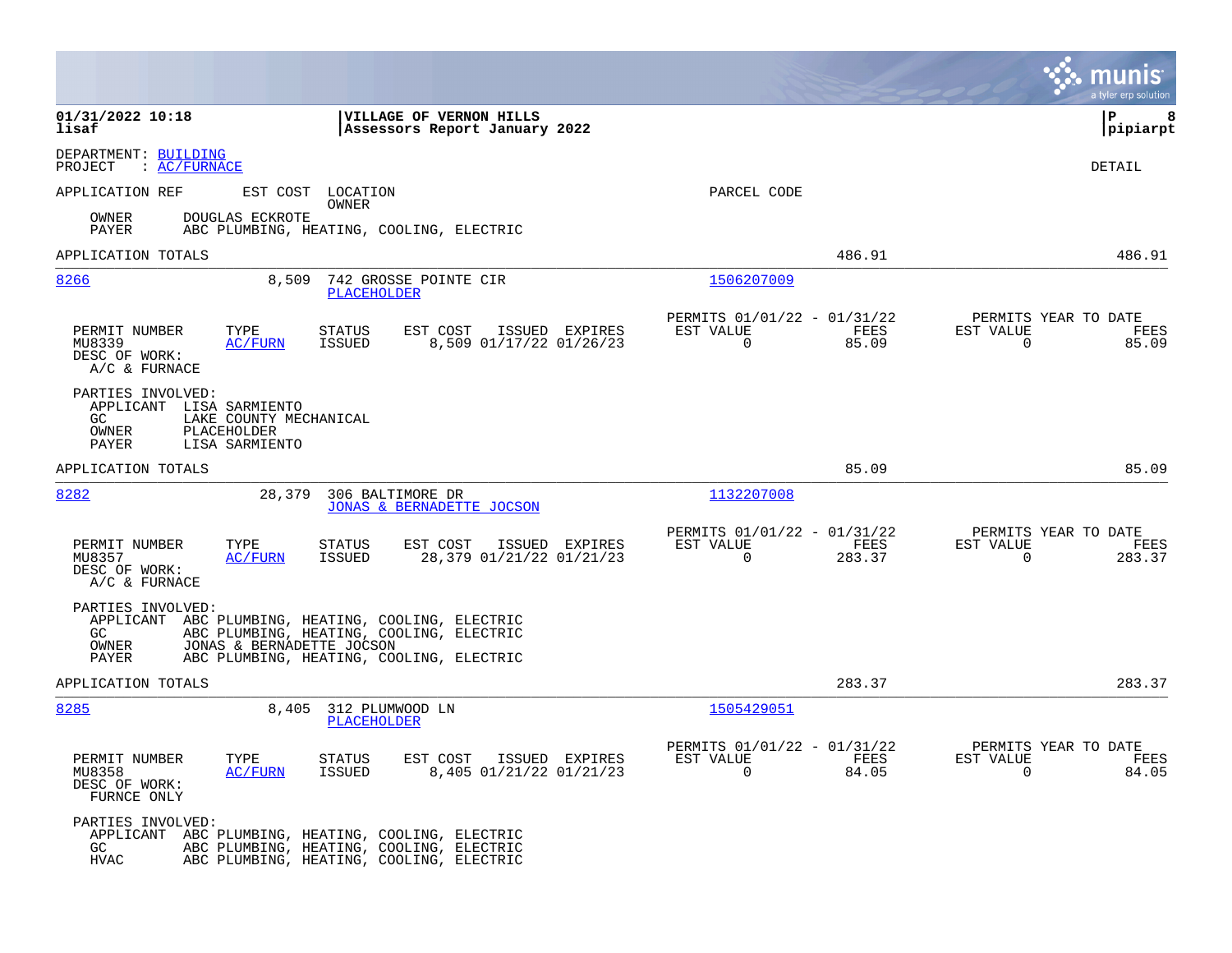**01/31/2022 10:18**
**lisaf**

**VILLAGE OF VERNON HILLS**
**Assessors Report January 2022**

DEPARTMENT: BUILDING
PROJECT : AC/FURNACE

DETAIL

APPLICATION REF | EST COST | LOCATION / OWNER | PARCEL CODE

OWNER DOUGLAS ECKROTE
PAYER ABC PLUMBING, HEATING, COOLING, ELECTRIC

APPLICATION TOTALS 486.91 486.91

---

**8266** 8,509 742 GROSSE POINTE CIR — PLACEHOLDER — 1506207009

| PERMIT NUMBER | TYPE | STATUS | EST COST | ISSUED | EXPIRES | PERMITS 01/01/22 - 01/31/22 EST VALUE | FEES | PERMITS YEAR TO DATE EST VALUE | FEES |
|---|---|---|---|---|---|---|---|---|---|
| MU8339 | AC/FURN | ISSUED | 8,509 | 01/17/22 | 01/26/23 | 0 | 85.09 | 0 | 85.09 |

DESC OF WORK:
A/C & FURNACE

PARTIES INVOLVED:
APPLICANT LISA SARMIENTO
GC LAKE COUNTY MECHANICAL
OWNER PLACEHOLDER
PAYER LISA SARMIENTO

APPLICATION TOTALS 85.09 85.09

---

**8282** 28,379 306 BALTIMORE DR — JONAS & BERNADETTE JOCSON — 1132207008

| PERMIT NUMBER | TYPE | STATUS | EST COST | ISSUED | EXPIRES | PERMITS 01/01/22 - 01/31/22 EST VALUE | FEES | PERMITS YEAR TO DATE EST VALUE | FEES |
|---|---|---|---|---|---|---|---|---|---|
| MU8357 | AC/FURN | ISSUED | 28,379 | 01/21/22 | 01/21/23 | 0 | 283.37 | 0 | 283.37 |

DESC OF WORK:
A/C & FURNACE

PARTIES INVOLVED:
APPLICANT ABC PLUMBING, HEATING, COOLING, ELECTRIC
GC ABC PLUMBING, HEATING, COOLING, ELECTRIC
OWNER JONAS & BERNADETTE JOCSON
PAYER ABC PLUMBING, HEATING, COOLING, ELECTRIC

APPLICATION TOTALS 283.37 283.37

---

**8285** 8,405 312 PLUMWOOD LN — PLACEHOLDER — 1505429051

| PERMIT NUMBER | TYPE | STATUS | EST COST | ISSUED | EXPIRES | PERMITS 01/01/22 - 01/31/22 EST VALUE | FEES | PERMITS YEAR TO DATE EST VALUE | FEES |
|---|---|---|---|---|---|---|---|---|---|
| MU8358 | AC/FURN | ISSUED | 8,405 | 01/21/22 | 01/21/23 | 0 | 84.05 | 0 | 84.05 |

DESC OF WORK:
FURNCE ONLY

PARTIES INVOLVED:
APPLICANT ABC PLUMBING, HEATING, COOLING, ELECTRIC
GC ABC PLUMBING, HEATING, COOLING, ELECTRIC
HVAC ABC PLUMBING, HEATING, COOLING, ELECTRIC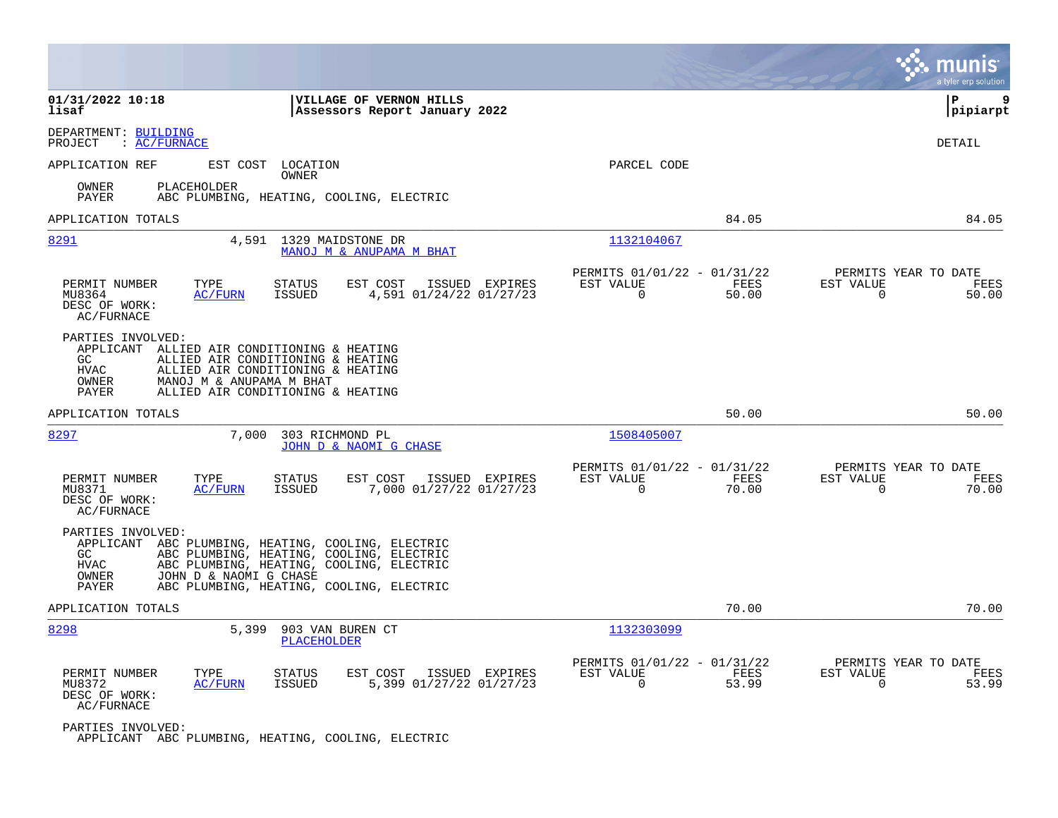**01/31/2022 10:18** | **VILLAGE OF VERNON HILLS**
**lisaf** | **Assessors Report January 2022**

**pipiarpt**

DEPARTMENT: BUILDING
PROJECT : AC/FURNACE

DETAIL

| APPLICATION REF | EST COST | LOCATION / OWNER | PARCEL CODE |
|---|---|---|---|

OWNER PLACEHOLDER
PAYER ABC PLUMBING, HEATING, COOLING, ELECTRIC

APPLICATION TOTALS 84.05 84.05

---

**8291** 4,591 1329 MAIDSTONE DR
MANOJ M & ANUPAMA M BHAT
Parcel: 1132104067

| PERMIT NUMBER | TYPE | STATUS | EST COST | ISSUED | EXPIRES | PERMITS 01/01/22 - 01/31/22 EST VALUE | FEES | PERMITS YEAR TO DATE EST VALUE | FEES |
|---|---|---|---|---|---|---|---|---|---|
| MU8364 | AC/FURN | ISSUED | 4,591 | 01/24/22 | 01/27/23 | 0 | 50.00 | 0 | 50.00 |

DESC OF WORK:
AC/FURNACE

PARTIES INVOLVED:
APPLICANT ALLIED AIR CONDITIONING & HEATING
GC ALLIED AIR CONDITIONING & HEATING
HVAC ALLIED AIR CONDITIONING & HEATING
OWNER MANOJ M & ANUPAMA M BHAT
PAYER ALLIED AIR CONDITIONING & HEATING

APPLICATION TOTALS 50.00 50.00

---

**8297** 7,000 303 RICHMOND PL
JOHN D & NAOMI G CHASE
Parcel: 1508405007

| PERMIT NUMBER | TYPE | STATUS | EST COST | ISSUED | EXPIRES | PERMITS 01/01/22 - 01/31/22 EST VALUE | FEES | PERMITS YEAR TO DATE EST VALUE | FEES |
|---|---|---|---|---|---|---|---|---|---|
| MU8371 | AC/FURN | ISSUED | 7,000 | 01/27/22 | 01/27/23 | 0 | 70.00 | 0 | 70.00 |

DESC OF WORK:
AC/FURNACE

PARTIES INVOLVED:
APPLICANT ABC PLUMBING, HEATING, COOLING, ELECTRIC
GC ABC PLUMBING, HEATING, COOLING, ELECTRIC
HVAC ABC PLUMBING, HEATING, COOLING, ELECTRIC
OWNER JOHN D & NAOMI G CHASE
PAYER ABC PLUMBING, HEATING, COOLING, ELECTRIC

APPLICATION TOTALS 70.00 70.00

---

**8298** 5,399 903 VAN BUREN CT
PLACEHOLDER
Parcel: 1132303099

| PERMIT NUMBER | TYPE | STATUS | EST COST | ISSUED | EXPIRES | PERMITS 01/01/22 - 01/31/22 EST VALUE | FEES | PERMITS YEAR TO DATE EST VALUE | FEES |
|---|---|---|---|---|---|---|---|---|---|
| MU8372 | AC/FURN | ISSUED | 5,399 | 01/27/22 | 01/27/23 | 0 | 53.99 | 0 | 53.99 |

DESC OF WORK:
AC/FURNACE

PARTIES INVOLVED:
APPLICANT ABC PLUMBING, HEATING, COOLING, ELECTRIC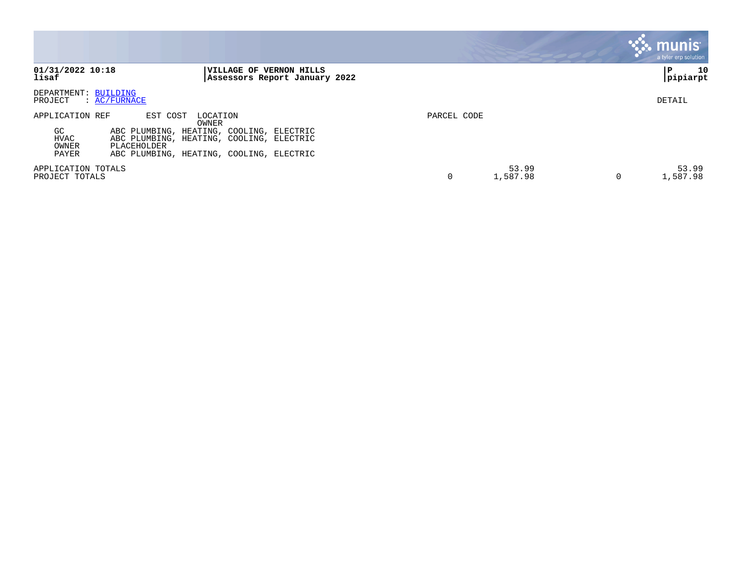**01/31/2022 10:18**
**lisaf**

**VILLAGE OF VERNON HILLS**
**Assessors Report January 2022**

**P 10**
**pipiarpt**

DEPARTMENT: BUILDING
PROJECT : AC/FURNACE

DETAIL

| APPLICATION REF | EST COST | LOCATION / OWNER | PARCEL CODE | | | |
|---|---|---|---|---|---|---|
| GC | ABC PLUMBING, HEATING, COOLING, ELECTRIC | | | | | |
| HVAC | ABC PLUMBING, HEATING, COOLING, ELECTRIC | | | | | |
| OWNER | PLACEHOLDER | | | | | |
| PAYER | ABC PLUMBING, HEATING, COOLING, ELECTRIC | | | | | |
| APPLICATION TOTALS | | | | 53.99 | | 53.99 |
| PROJECT TOTALS | | | 0 | 1,587.98 | 0 | 1,587.98 |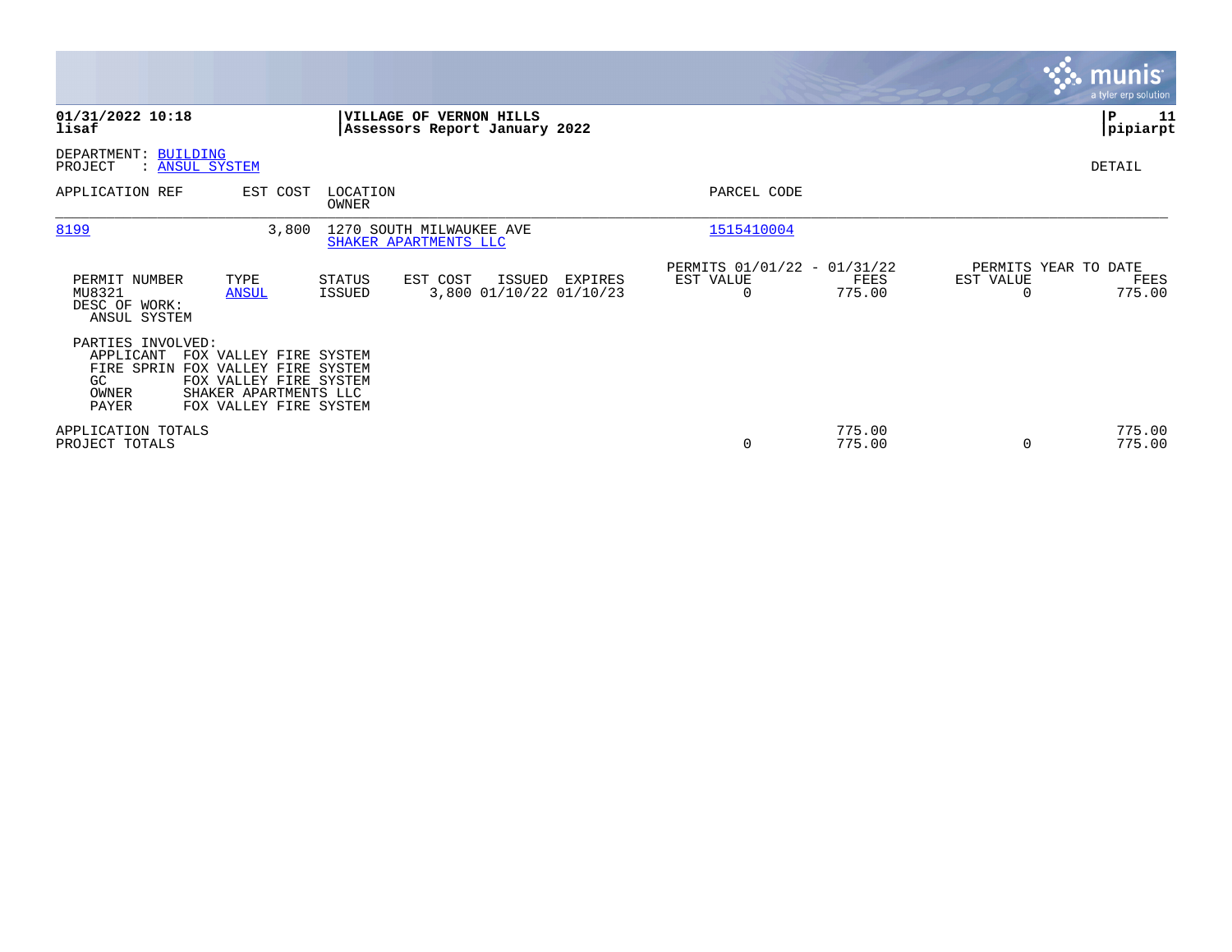**01/31/2022 10:18**
**lisaf**

**VILLAGE OF VERNON HILLS**
**Assessors Report January 2022**

**P 11**
**pipiarpt**

DEPARTMENT: BUILDING
PROJECT : ANSUL SYSTEM

DETAIL

| APPLICATION REF | EST COST | LOCATION / OWNER | PARCEL CODE |
|---|---|---|---|
| 8199 | 3,800 | 1270 SOUTH MILWAUKEE AVE / SHAKER APARTMENTS LLC | 1515410004 |

| PERMIT NUMBER | TYPE | STATUS | EST COST | ISSUED | EXPIRES | PERMITS 01/01/22 - 01/31/22 EST VALUE | FEES | PERMITS YEAR TO DATE EST VALUE | FEES |
|---|---|---|---|---|---|---|---|---|---|
| MU8321 | ANSUL | ISSUED | 3,800 | 01/10/22 | 01/10/23 | 0 | 775.00 | 0 | 775.00 |

DESC OF WORK:
ANSUL SYSTEM

PARTIES INVOLVED:

| | |
|---|---|
| APPLICANT | FOX VALLEY FIRE SYSTEM |
| FIRE SPRIN | FOX VALLEY FIRE SYSTEM |
| GC | FOX VALLEY FIRE SYSTEM |
| OWNER | SHAKER APARTMENTS LLC |
| PAYER | FOX VALLEY FIRE SYSTEM |

| | EST VALUE | FEES | EST VALUE | FEES |
|---|---|---|---|---|
| APPLICATION TOTALS | | 775.00 | | 775.00 |
| PROJECT TOTALS | 0 | 775.00 | 0 | 775.00 |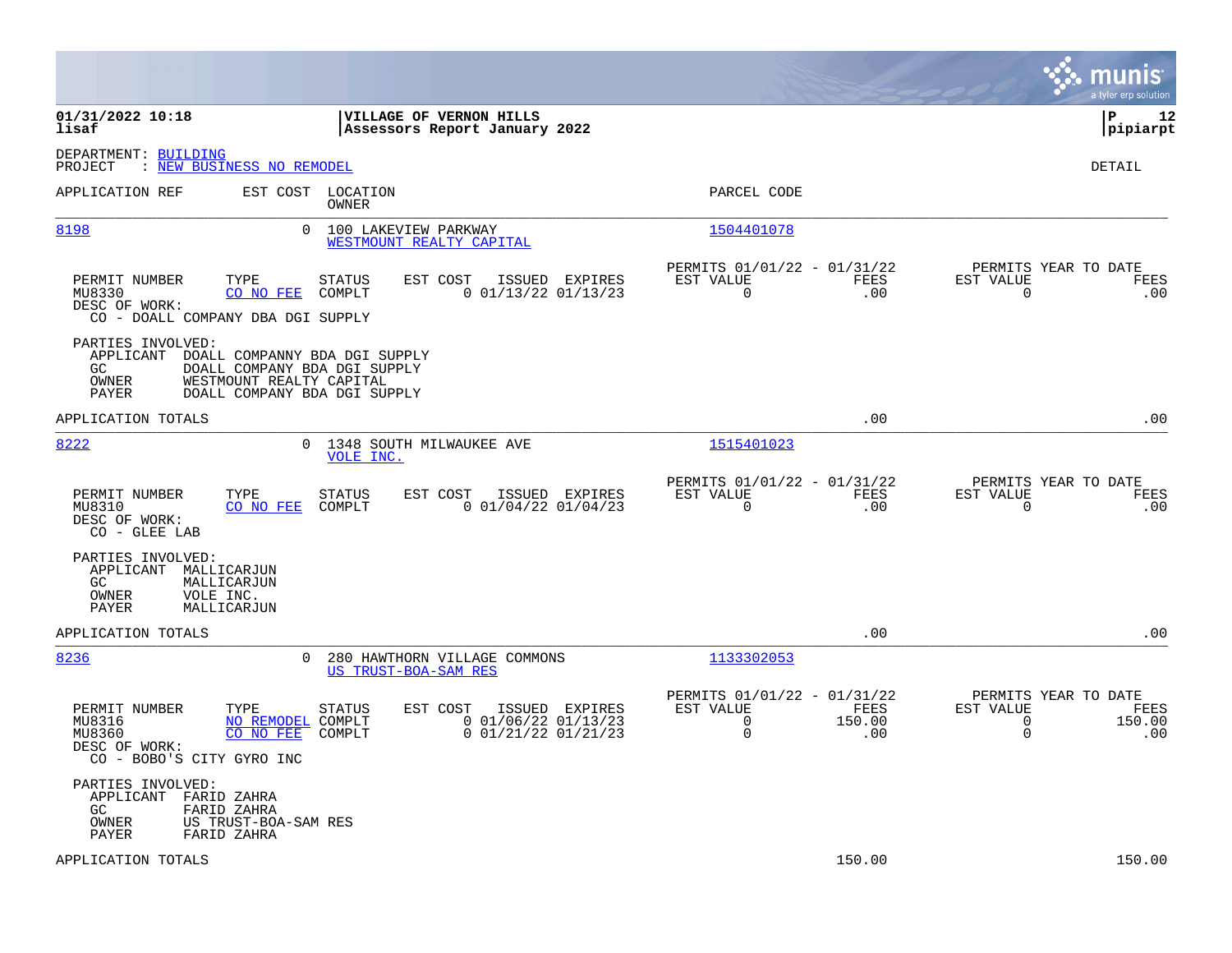**01/31/2022 10:18**
**lisaf**

**VILLAGE OF VERNON HILLS**
**Assessors Report January 2022**

**P 12**
**pipiarpt**

DEPARTMENT: BUILDING
PROJECT : NEW BUSINESS NO REMODEL

DETAIL

| APPLICATION REF | EST COST | LOCATION / OWNER | PARCEL CODE |
|---|---|---|---|
| 8198 | 0 | 100 LAKEVIEW PARKWAY / WESTMOUNT REALTY CAPITAL | 1504401078 |

| PERMIT NUMBER | TYPE | STATUS | EST COST | ISSUED | EXPIRES | PERMITS 01/01/22 - 01/31/22 EST VALUE | FEES | PERMITS YEAR TO DATE EST VALUE | FEES |
|---|---|---|---|---|---|---|---|---|---|
| MU8330 | CO NO FEE | COMPLT | 0 | 01/13/22 | 01/13/23 | 0 | .00 | 0 | .00 |

DESC OF WORK:
CO - DOALL COMPANY DBA DGI SUPPLY

PARTIES INVOLVED:
- APPLICANT DOALL COMPANNY BDA DGI SUPPLY
- GC DOALL COMPANY BDA DGI SUPPLY
- OWNER WESTMOUNT REALTY CAPITAL
- PAYER DOALL COMPANY BDA DGI SUPPLY

APPLICATION TOTALS .00 .00

| APPLICATION REF | EST COST | LOCATION / OWNER | PARCEL CODE |
|---|---|---|---|
| 8222 | 0 | 1348 SOUTH MILWAUKEE AVE / VOLE INC. | 1515401023 |

| PERMIT NUMBER | TYPE | STATUS | EST COST | ISSUED | EXPIRES | PERMITS 01/01/22 - 01/31/22 EST VALUE | FEES | PERMITS YEAR TO DATE EST VALUE | FEES |
|---|---|---|---|---|---|---|---|---|---|
| MU8310 | CO NO FEE | COMPLT | 0 | 01/04/22 | 01/04/23 | 0 | .00 | 0 | .00 |

DESC OF WORK:
CO - GLEE LAB

PARTIES INVOLVED:
- APPLICANT MALLICARJUN
- GC MALLICARJUN
- OWNER VOLE INC.
- PAYER MALLICARJUN

APPLICATION TOTALS .00 .00

| APPLICATION REF | EST COST | LOCATION / OWNER | PARCEL CODE |
|---|---|---|---|
| 8236 | 0 | 280 HAWTHORN VILLAGE COMMONS / US TRUST-BOA-SAM RES | 1133302053 |

| PERMIT NUMBER | TYPE | STATUS | EST COST | ISSUED | EXPIRES | PERMITS 01/01/22 - 01/31/22 EST VALUE | FEES | PERMITS YEAR TO DATE EST VALUE | FEES |
|---|---|---|---|---|---|---|---|---|---|
| MU8316 | NO REMODEL | COMPLT | 0 | 01/06/22 | 01/13/23 | 0 | 150.00 | 0 | 150.00 |
| MU8360 | CO NO FEE | COMPLT | 0 | 01/21/22 | 01/21/23 | 0 | .00 | 0 | .00 |

DESC OF WORK:
CO - BOBO'S CITY GYRO INC

PARTIES INVOLVED:
- APPLICANT FARID ZAHRA
- GC FARID ZAHRA
- OWNER US TRUST-BOA-SAM RES
- PAYER FARID ZAHRA

APPLICATION TOTALS 150.00 150.00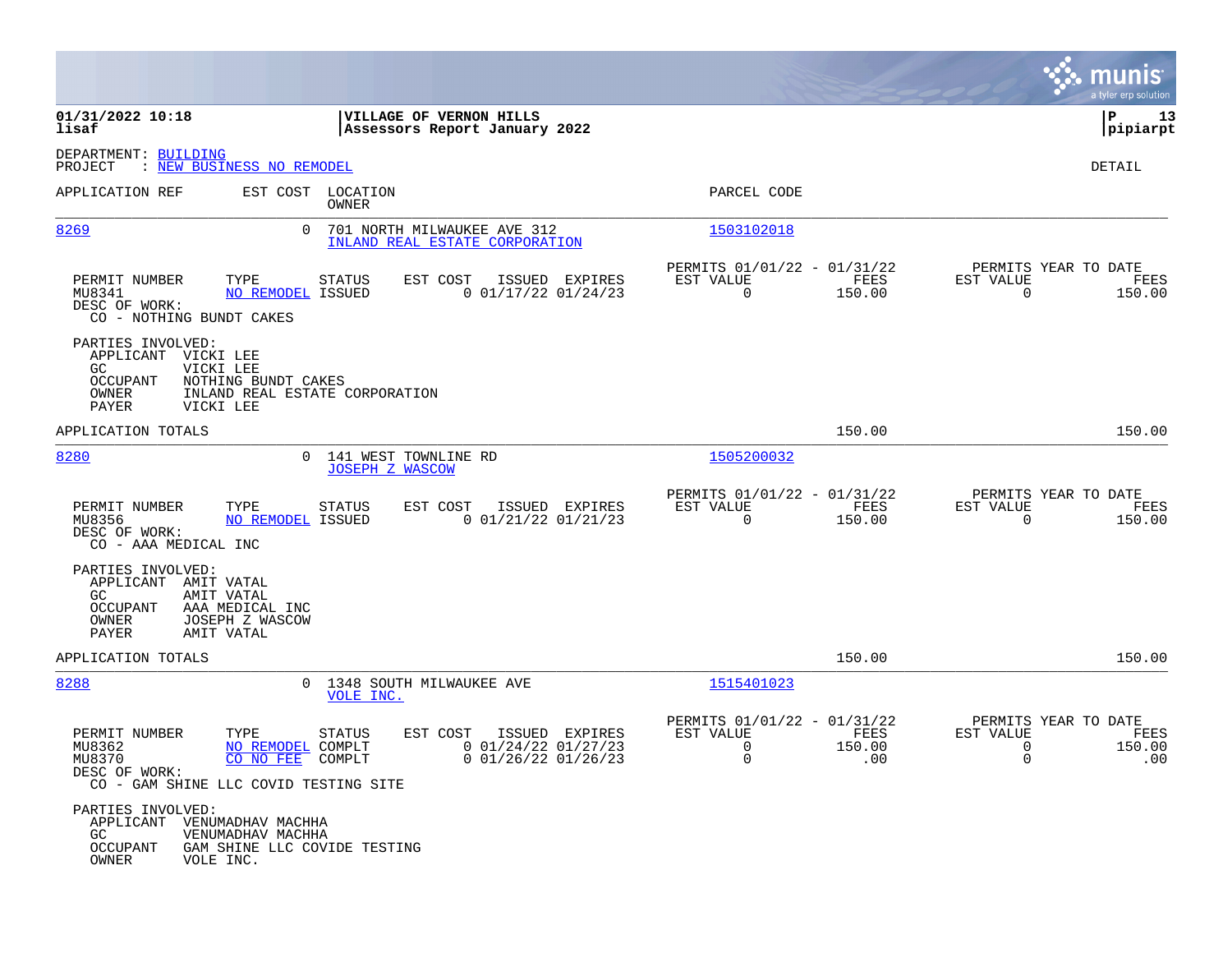01/31/2022 10:18 | VILLAGE OF VERNON HILLS | P 13
lisaf | Assessors Report January 2022 | pipiarpt

DEPARTMENT: BUILDING
PROJECT : NEW BUSINESS NO REMODEL

DETAIL

| APPLICATION REF | EST COST | LOCATION / OWNER | PARCEL CODE |
|---|---|---|---|
| 8269 | 0 | 701 NORTH MILWAUKEE AVE 312 / INLAND REAL ESTATE CORPORATION | 1503102018 |

| PERMIT NUMBER | TYPE | STATUS | EST COST | ISSUED | EXPIRES | PERMITS 01/01/22 - 01/31/22 EST VALUE | FEES | PERMITS YEAR TO DATE EST VALUE | FEES |
|---|---|---|---|---|---|---|---|---|---|
| MU8341 | NO REMODEL | ISSUED | 0 | 01/17/22 | 01/24/23 | 0 | 150.00 | 0 | 150.00 |

DESC OF WORK:
CO - NOTHING BUNDT CAKES

PARTIES INVOLVED:
- APPLICANT VICKI LEE
- GC VICKI LEE
- OCCUPANT NOTHING BUNDT CAKES
- OWNER INLAND REAL ESTATE CORPORATION
- PAYER VICKI LEE

APPLICATION TOTALS 150.00 150.00

| APPLICATION REF | EST COST | LOCATION / OWNER | PARCEL CODE |
|---|---|---|---|
| 8280 | 0 | 141 WEST TOWNLINE RD / JOSEPH Z WASCOW | 1505200032 |

| PERMIT NUMBER | TYPE | STATUS | EST COST | ISSUED | EXPIRES | PERMITS 01/01/22 - 01/31/22 EST VALUE | FEES | PERMITS YEAR TO DATE EST VALUE | FEES |
|---|---|---|---|---|---|---|---|---|---|
| MU8356 | NO REMODEL | ISSUED | 0 | 01/21/22 | 01/21/23 | 0 | 150.00 | 0 | 150.00 |

DESC OF WORK:
CO - AAA MEDICAL INC

PARTIES INVOLVED:
- APPLICANT AMIT VATAL
- GC AMIT VATAL
- OCCUPANT AAA MEDICAL INC
- OWNER JOSEPH Z WASCOW
- PAYER AMIT VATAL

APPLICATION TOTALS 150.00 150.00

| APPLICATION REF | EST COST | LOCATION / OWNER | PARCEL CODE |
|---|---|---|---|
| 8288 | 0 | 1348 SOUTH MILWAUKEE AVE / VOLE INC. | 1515401023 |

| PERMIT NUMBER | TYPE | STATUS | EST COST | ISSUED | EXPIRES | PERMITS 01/01/22 - 01/31/22 EST VALUE | FEES | PERMITS YEAR TO DATE EST VALUE | FEES |
|---|---|---|---|---|---|---|---|---|---|
| MU8362 | NO REMODEL | COMPLT | 0 | 01/24/22 | 01/27/23 | 0 | 150.00 | 0 | 150.00 |
| MU8370 | CO NO FEE | COMPLT | 0 | 01/26/22 | 01/26/23 | 0 | .00 | 0 | .00 |

DESC OF WORK:
CO - GAM SHINE LLC COVID TESTING SITE

PARTIES INVOLVED:
- APPLICANT VENUMADHAV MACHHA
- GC VENUMADHAV MACHHA
- OCCUPANT GAM SHINE LLC COVIDE TESTING
- OWNER VOLE INC.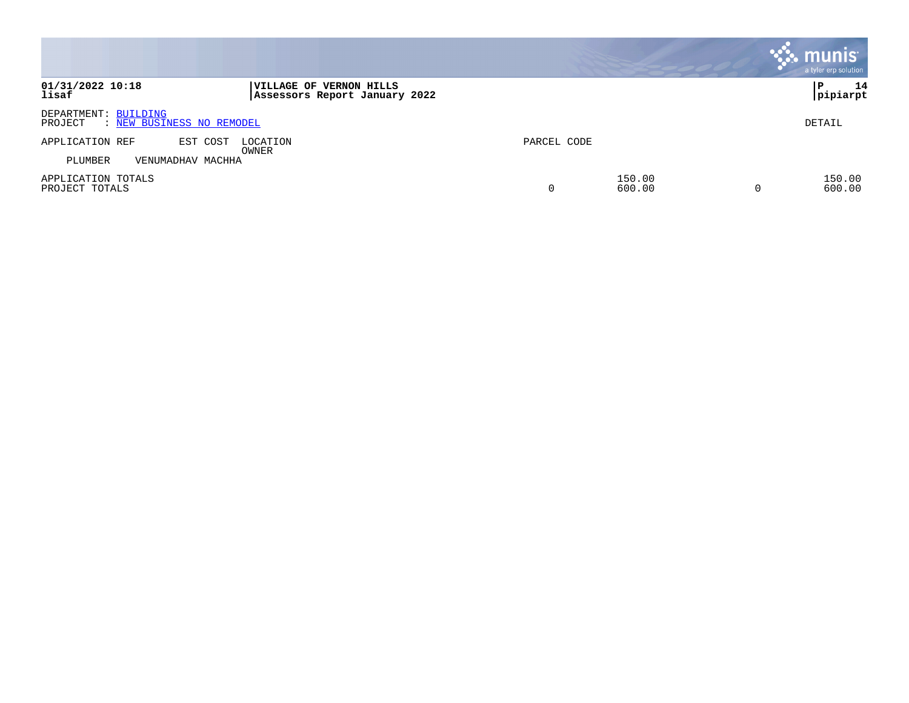**VILLAGE OF VERNON HILLS**
**Assessors Report January 2022**

**01/31/2022 10:18**
**lisaf**

**pipiarpt**

DEPARTMENT: BUILDING
PROJECT : NEW BUSINESS NO REMODEL

DETAIL

| APPLICATION REF | EST COST | LOCATION / OWNER | PARCEL CODE | | | |
|---|---|---|---|---|---|---|
| PLUMBER | VENUMADHAV MACHHA | | | | | |
| APPLICATION TOTALS | | | | 150.00 | | 150.00 |
| PROJECT TOTALS | | | 0 | 600.00 | 0 | 600.00 |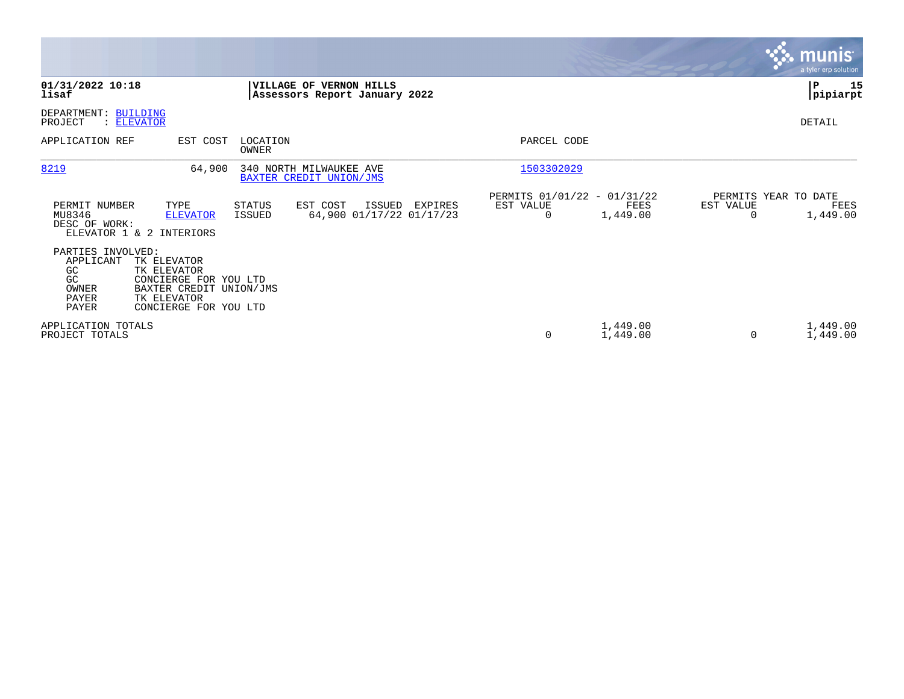**01/31/2022 10:18**
**lisaf**

**VILLAGE OF VERNON HILLS**
**Assessors Report January 2022**

**P 15**
**pipiarpt**

DEPARTMENT: BUILDING
PROJECT : ELEVATOR

DETAIL

| APPLICATION REF | EST COST | LOCATION / OWNER | PARCEL CODE |
|---|---|---|---|
| 8219 | 64,900 | 340 NORTH MILWAUKEE AVE / BAXTER CREDIT UNION/JMS | 1503302029 |

| PERMIT NUMBER | TYPE | STATUS | EST COST | ISSUED | EXPIRES | PERMITS 01/01/22 - 01/31/22 EST VALUE | FEES | PERMITS YEAR TO DATE EST VALUE | FEES |
|---|---|---|---|---|---|---|---|---|---|
| MU8346 | ELEVATOR | ISSUED | 64,900 | 01/17/22 | 01/17/23 | 0 | 1,449.00 | 0 | 1,449.00 |

DESC OF WORK:
ELEVATOR 1 & 2 INTERIORS

PARTIES INVOLVED:

| Role | Name |
|---|---|
| APPLICANT | TK ELEVATOR |
| GC | TK ELEVATOR |
| GC | CONCIERGE FOR YOU LTD |
| OWNER | BAXTER CREDIT UNION/JMS |
| PAYER | TK ELEVATOR |
| PAYER | CONCIERGE FOR YOU LTD |

| | EST VALUE | FEES | EST VALUE | FEES |
|---|---|---|---|---|
| APPLICATION TOTALS | | 1,449.00 | | 1,449.00 |
| PROJECT TOTALS | 0 | 1,449.00 | 0 | 1,449.00 |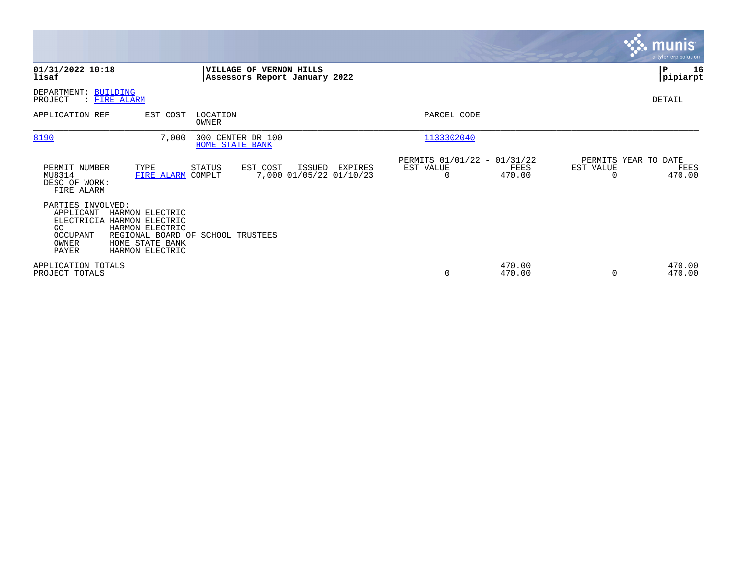**01/31/2022 10:18**
**lisaf**

**VILLAGE OF VERNON HILLS**
**Assessors Report January 2022**

DEPARTMENT: BUILDING
PROJECT : FIRE ALARM

DETAIL

| APPLICATION REF | EST COST | LOCATION / OWNER | PARCEL CODE |
|---|---|---|---|
| 8190 | 7,000 | 300 CENTER DR 100 / HOME STATE BANK | 1133302040 |

| PERMIT NUMBER | TYPE | STATUS | EST COST | ISSUED | EXPIRES | PERMITS 01/01/22 - 01/31/22 EST VALUE | FEES | PERMITS YEAR TO DATE EST VALUE | FEES |
|---|---|---|---|---|---|---|---|---|---|
| MU8314 | FIRE ALARM | COMPLT | 7,000 | 01/05/22 | 01/10/23 | 0 | 470.00 | 0 | 470.00 |

DESC OF WORK:
FIRE ALARM

PARTIES INVOLVED:

| Role | Name |
|---|---|
| APPLICANT | HARMON ELECTRIC |
| ELECTRICIA | HARMON ELECTRIC |
| GC | HARMON ELECTRIC |
| OCCUPANT | REGIONAL BOARD OF SCHOOL TRUSTEES |
| OWNER | HOME STATE BANK |
| PAYER | HARMON ELECTRIC |

| | EST VALUE | FEES | EST VALUE | FEES |
|---|---|---|---|---|
| APPLICATION TOTALS | | 470.00 | | 470.00 |
| PROJECT TOTALS | 0 | 470.00 | 0 | 470.00 |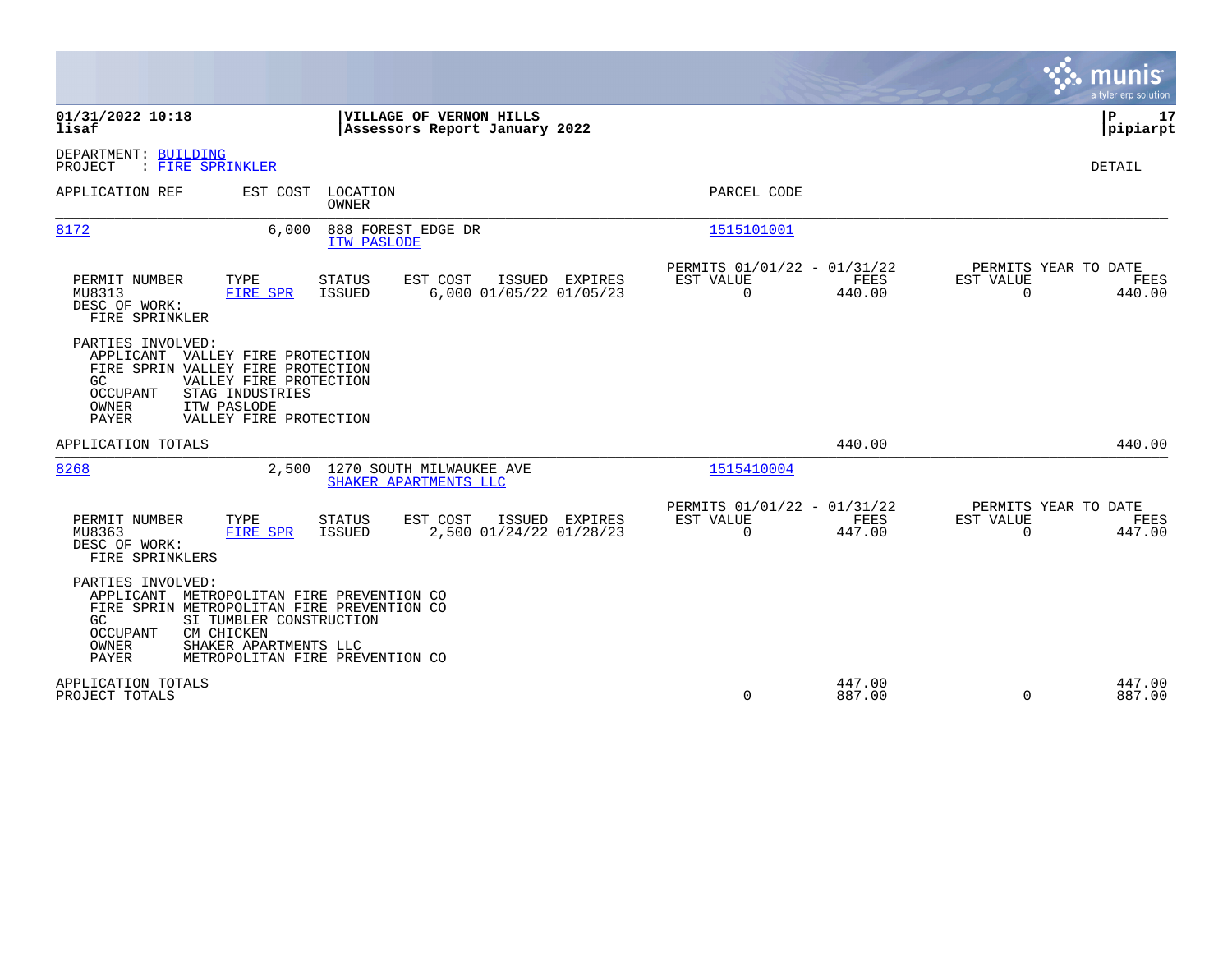**01/31/2022 10:18**
**lisaf**

**VILLAGE OF VERNON HILLS**
**Assessors Report January 2022**

**P 17**
**pipiarpt**

DEPARTMENT: BUILDING
PROJECT : FIRE SPRINKLER

DETAIL

| APPLICATION REF | EST COST | LOCATION / OWNER | PARCEL CODE |
|---|---|---|---|
| 8172 | 6,000 | 888 FOREST EDGE DR / ITW PASLODE | 1515101001 |

| PERMIT NUMBER | TYPE | STATUS | EST COST | ISSUED | EXPIRES | PERMITS 01/01/22 - 01/31/22 EST VALUE | FEES | PERMITS YEAR TO DATE EST VALUE | FEES |
|---|---|---|---|---|---|---|---|---|---|
| MU8313 | FIRE SPR | ISSUED | 6,000 | 01/05/22 | 01/05/23 | 0 | 440.00 | 0 | 440.00 |

DESC OF WORK:
FIRE SPRINKLER

PARTIES INVOLVED:
- APPLICANT VALLEY FIRE PROTECTION
- FIRE SPRIN VALLEY FIRE PROTECTION
- GC VALLEY FIRE PROTECTION
- OCCUPANT STAG INDUSTRIES
- OWNER ITW PASLODE
- PAYER VALLEY FIRE PROTECTION

APPLICATION TOTALS 440.00 440.00

| APPLICATION REF | EST COST | LOCATION / OWNER | PARCEL CODE |
|---|---|---|---|
| 8268 | 2,500 | 1270 SOUTH MILWAUKEE AVE / SHAKER APARTMENTS LLC | 1515410004 |

| PERMIT NUMBER | TYPE | STATUS | EST COST | ISSUED | EXPIRES | PERMITS 01/01/22 - 01/31/22 EST VALUE | FEES | PERMITS YEAR TO DATE EST VALUE | FEES |
|---|---|---|---|---|---|---|---|---|---|
| MU8363 | FIRE SPR | ISSUED | 2,500 | 01/24/22 | 01/28/23 | 0 | 447.00 | 0 | 447.00 |

DESC OF WORK:
FIRE SPRINKLERS

PARTIES INVOLVED:
- APPLICANT METROPOLITAN FIRE PREVENTION CO
- FIRE SPRIN METROPOLITAN FIRE PREVENTION CO
- GC SI TUMBLER CONSTRUCTION
- OCCUPANT CM CHICKEN
- OWNER SHAKER APARTMENTS LLC
- PAYER METROPOLITAN FIRE PREVENTION CO

| | EST VALUE | FEES | YTD EST VALUE | YTD FEES |
|---|---|---|---|---|
| APPLICATION TOTALS | | 447.00 | | 447.00 |
| PROJECT TOTALS | 0 | 887.00 | 0 | 887.00 |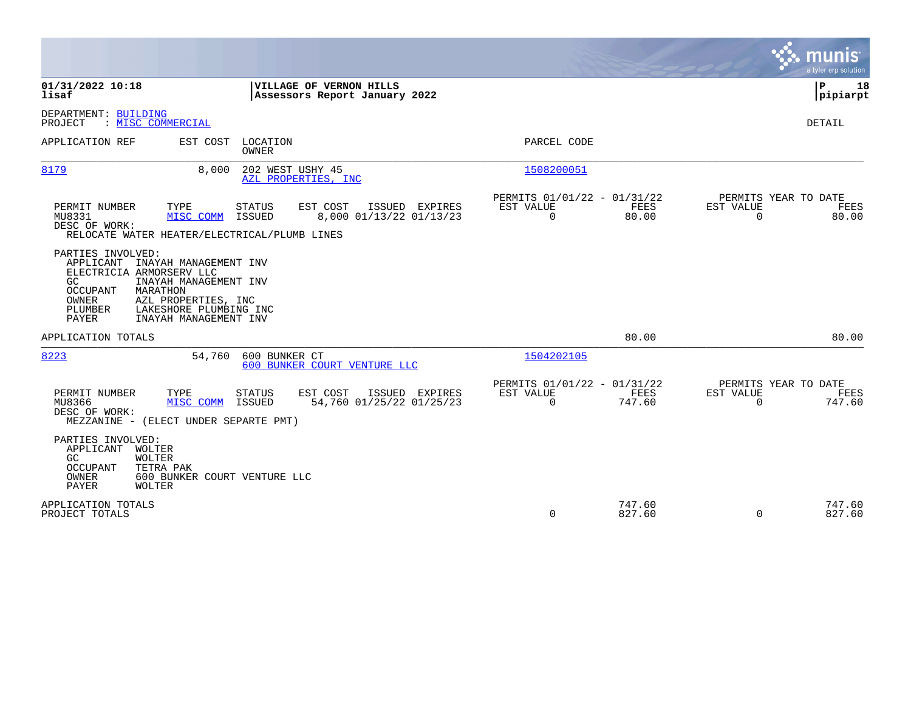**01/31/2022 10:18**
**lisaf**

**VILLAGE OF VERNON HILLS**
**Assessors Report January 2022**

**P 18**
**pipiarpt**

DEPARTMENT: BUILDING
PROJECT : MISC COMMERCIAL

DETAIL

| APPLICATION REF | EST COST | LOCATION / OWNER | PARCEL CODE |
|---|---|---|---|
| 8179 | 8,000 | 202 WEST USHY 45 / AZL PROPERTIES, INC | 1508200051 |

| PERMIT NUMBER | TYPE | STATUS | EST COST | ISSUED | EXPIRES | PERMITS 01/01/22 - 01/31/22 EST VALUE | FEES | PERMITS YEAR TO DATE EST VALUE | FEES |
|---|---|---|---|---|---|---|---|---|---|
| MU8331 | MISC COMM | ISSUED | 8,000 | 01/13/22 | 01/13/23 | 0 | 80.00 | 0 | 80.00 |

DESC OF WORK:
RELOCATE WATER HEATER/ELECTRICAL/PLUMB LINES

PARTIES INVOLVED:
- APPLICANT INAYAH MANAGEMENT INV
- ELECTRICIA ARMORSERV LLC
- GC INAYAH MANAGEMENT INV
- OCCUPANT MARATHON
- OWNER AZL PROPERTIES, INC
- PLUMBER LAKESHORE PLUMBING INC
- PAYER INAYAH MANAGEMENT INV

APPLICATION TOTALS 80.00 80.00

| APPLICATION REF | EST COST | LOCATION / OWNER | PARCEL CODE |
|---|---|---|---|
| 8223 | 54,760 | 600 BUNKER CT / 600 BUNKER COURT VENTURE LLC | 1504202105 |

| PERMIT NUMBER | TYPE | STATUS | EST COST | ISSUED | EXPIRES | PERMITS 01/01/22 - 01/31/22 EST VALUE | FEES | PERMITS YEAR TO DATE EST VALUE | FEES |
|---|---|---|---|---|---|---|---|---|---|
| MU8366 | MISC COMM | ISSUED | 54,760 | 01/25/22 | 01/25/23 | 0 | 747.60 | 0 | 747.60 |

DESC OF WORK:
MEZZANINE - (ELECT UNDER SEPARTE PMT)

PARTIES INVOLVED:
- APPLICANT WOLTER
- GC WOLTER
- OCCUPANT TETRA PAK
- OWNER 600 BUNKER COURT VENTURE LLC
- PAYER WOLTER

| | EST VALUE | FEES | EST VALUE | FEES |
|---|---|---|---|---|
| APPLICATION TOTALS | | 747.60 | | 747.60 |
| PROJECT TOTALS | 0 | 827.60 | 0 | 827.60 |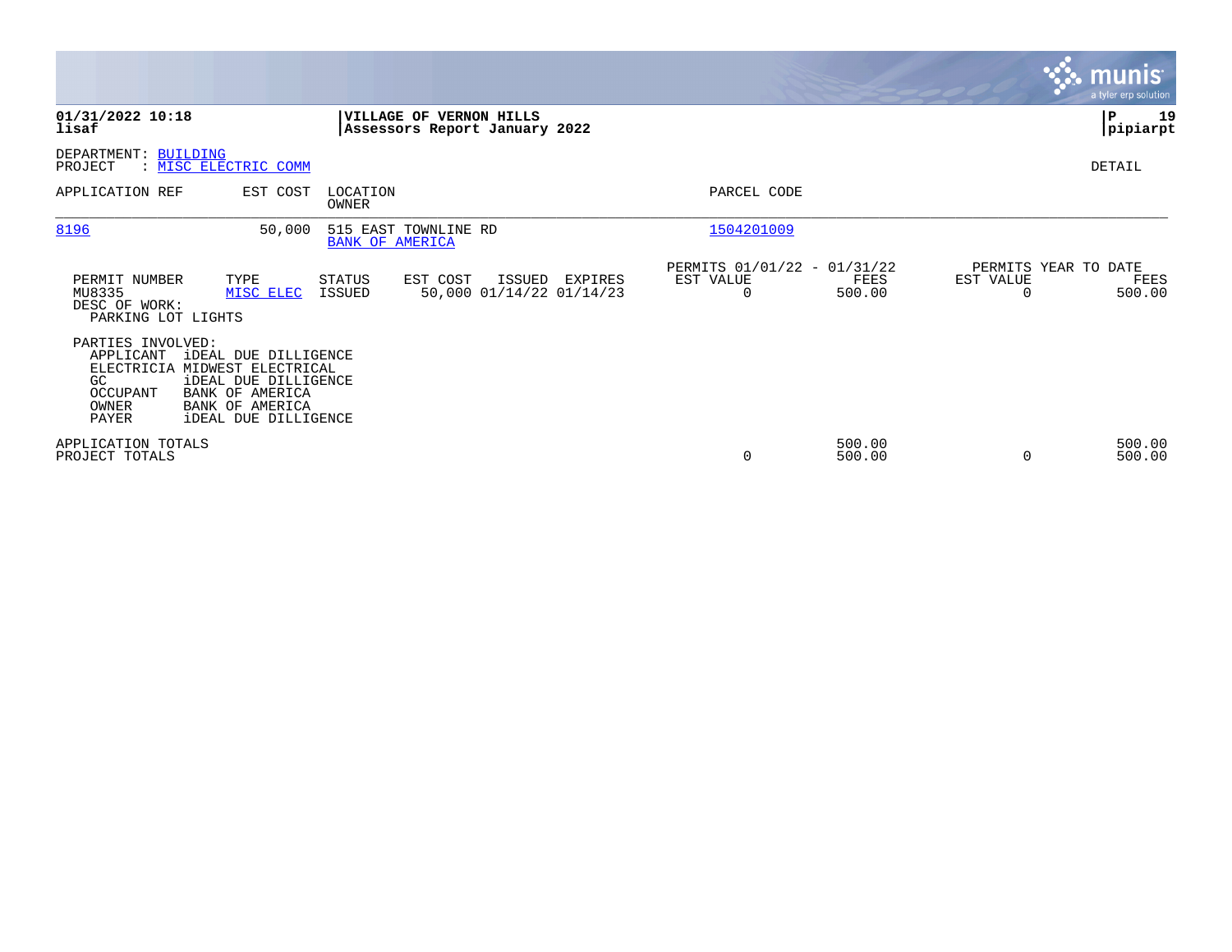**01/31/2022 10:18**
**lisaf**

**VILLAGE OF VERNON HILLS**
**Assessors Report January 2022**

**P 19**
**pipiarpt**

DEPARTMENT: BUILDING
PROJECT : MISC ELECTRIC COMM

DETAIL

| APPLICATION REF | EST COST | LOCATION / OWNER | PARCEL CODE |
|---|---|---|---|
| 8196 | 50,000 | 515 EAST TOWNLINE RD / BANK OF AMERICA | 1504201009 |

| PERMIT NUMBER | TYPE | STATUS | EST COST | ISSUED | EXPIRES | PERMITS 01/01/22 - 01/31/22 EST VALUE | FEES | PERMITS YEAR TO DATE EST VALUE | FEES |
|---|---|---|---|---|---|---|---|---|---|
| MU8335 | MISC ELEC | ISSUED | 50,000 | 01/14/22 | 01/14/23 | 0 | 500.00 | 0 | 500.00 |

DESC OF WORK:
PARKING LOT LIGHTS

PARTIES INVOLVED:

| Role | Name |
|---|---|
| APPLICANT | iDEAL DUE DILLIGENCE |
| ELECTRICIA | MIDWEST ELECTRICAL |
| GC | iDEAL DUE DILLIGENCE |
| OCCUPANT | BANK OF AMERICA |
| OWNER | BANK OF AMERICA |
| PAYER | iDEAL DUE DILLIGENCE |

| | EST VALUE | FEES | EST VALUE | FEES |
|---|---|---|---|---|
| APPLICATION TOTALS | | 500.00 | | 500.00 |
| PROJECT TOTALS | 0 | 500.00 | 0 | 500.00 |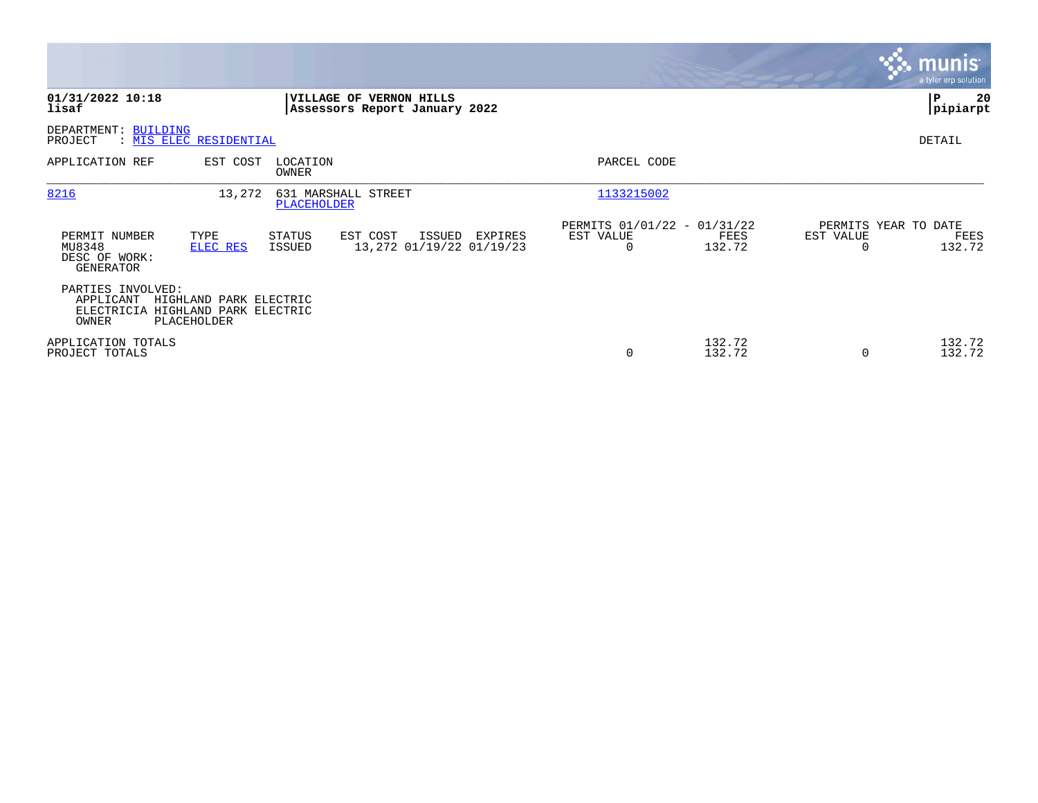**01/31/2022 10:18**
**lisaf**

**VILLAGE OF VERNON HILLS**
**Assessors Report January 2022**

**pipiarpt**

DEPARTMENT: BUILDING
PROJECT : MIS ELEC RESIDENTIAL

DETAIL

| APPLICATION REF | EST COST | LOCATION / OWNER | PARCEL CODE |
|---|---|---|---|
| 8216 | 13,272 | 631 MARSHALL STREET / PLACEHOLDER | 1133215002 |

| PERMIT NUMBER | TYPE | STATUS | EST COST | ISSUED | EXPIRES | PERMITS 01/01/22 - 01/31/22 EST VALUE | FEES | PERMITS YEAR TO DATE EST VALUE | FEES |
|---|---|---|---|---|---|---|---|---|---|
| MU8348 | ELEC RES | ISSUED | 13,272 | 01/19/22 | 01/19/23 | 0 | 132.72 | 0 | 132.72 |

DESC OF WORK:
GENERATOR

PARTIES INVOLVED:
APPLICANT HIGHLAND PARK ELECTRIC
ELECTRICIA HIGHLAND PARK ELECTRIC
OWNER PLACEHOLDER

| | EST VALUE | FEES | EST VALUE | FEES |
|---|---|---|---|---|
| APPLICATION TOTALS | | 132.72 | | 132.72 |
| PROJECT TOTALS | 0 | 132.72 | 0 | 132.72 |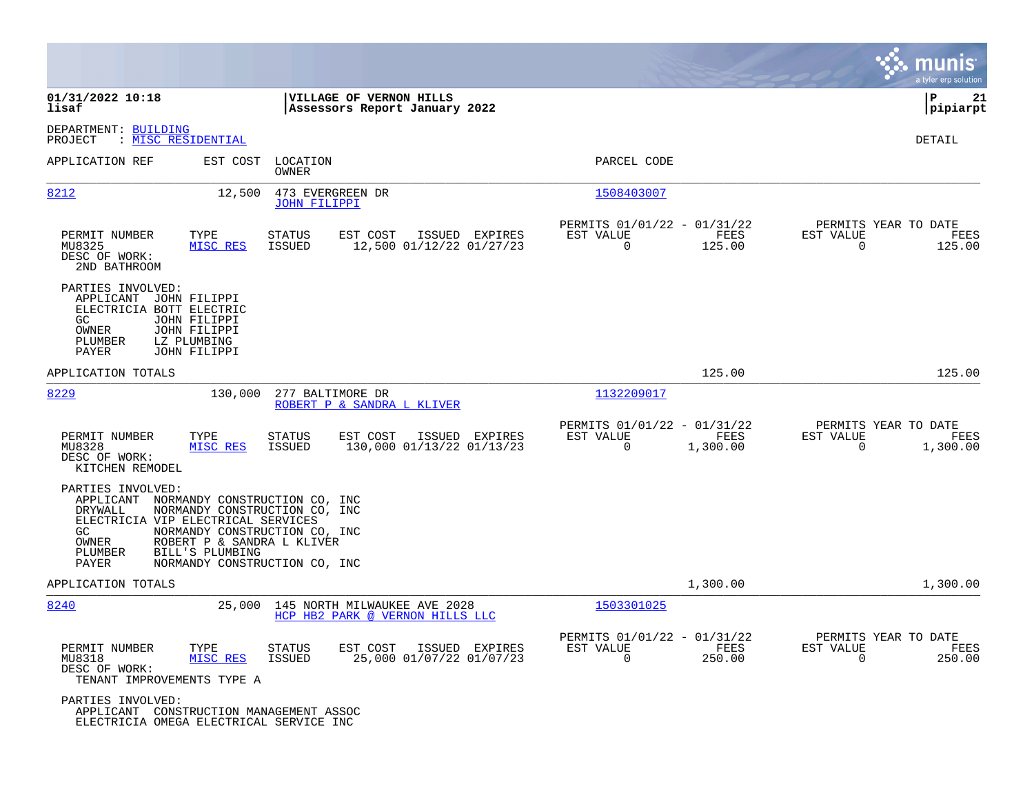**VILLAGE OF VERNON HILLS**
**Assessors Report January 2022**

01/31/2022 10:18
lisaf

pipiarpt

DEPARTMENT: BUILDING
PROJECT : MISC RESIDENTIAL

DETAIL

| APPLICATION REF | EST COST | LOCATION / OWNER | PARCEL CODE |
|---|---|---|---|
| 8212 | 12,500 | 473 EVERGREEN DR / JOHN FILIPPI | 1508403007 |

| PERMIT NUMBER | TYPE | STATUS | EST COST | ISSUED | EXPIRES | PERMITS 01/01/22 - 01/31/22 EST VALUE | FEES | PERMITS YEAR TO DATE EST VALUE | FEES |
|---|---|---|---|---|---|---|---|---|---|
| MU8325 | MISC RES | ISSUED | 12,500 | 01/12/22 | 01/27/23 | 0 | 125.00 | 0 | 125.00 |

DESC OF WORK:
2ND BATHROOM

PARTIES INVOLVED:
- APPLICANT JOHN FILIPPI
- ELECTRICIA BOTT ELECTRIC
- GC JOHN FILIPPI
- OWNER JOHN FILIPPI
- PLUMBER LZ PLUMBING
- PAYER JOHN FILIPPI

APPLICATION TOTALS — 125.00 — 125.00

| APPLICATION REF | EST COST | LOCATION / OWNER | PARCEL CODE |
|---|---|---|---|
| 8229 | 130,000 | 277 BALTIMORE DR / ROBERT P & SANDRA L KLIVER | 1132209017 |

| PERMIT NUMBER | TYPE | STATUS | EST COST | ISSUED | EXPIRES | PERMITS 01/01/22 - 01/31/22 EST VALUE | FEES | PERMITS YEAR TO DATE EST VALUE | FEES |
|---|---|---|---|---|---|---|---|---|---|
| MU8328 | MISC RES | ISSUED | 130,000 | 01/13/22 | 01/13/23 | 0 | 1,300.00 | 0 | 1,300.00 |

DESC OF WORK:
KITCHEN REMODEL

PARTIES INVOLVED:
- APPLICANT NORMANDY CONSTRUCTION CO, INC
- DRYWALL NORMANDY CONSTRUCTION CO, INC
- ELECTRICIA VIP ELECTRICAL SERVICES
- GC NORMANDY CONSTRUCTION CO, INC
- OWNER ROBERT P & SANDRA L KLIVER
- PLUMBER BILL'S PLUMBING
- PAYER NORMANDY CONSTRUCTION CO, INC

APPLICATION TOTALS — 1,300.00 — 1,300.00

| APPLICATION REF | EST COST | LOCATION / OWNER | PARCEL CODE |
|---|---|---|---|
| 8240 | 25,000 | 145 NORTH MILWAUKEE AVE 2028 / HCP HB2 PARK @ VERNON HILLS LLC | 1503301025 |

| PERMIT NUMBER | TYPE | STATUS | EST COST | ISSUED | EXPIRES | PERMITS 01/01/22 - 01/31/22 EST VALUE | FEES | PERMITS YEAR TO DATE EST VALUE | FEES |
|---|---|---|---|---|---|---|---|---|---|
| MU8318 | MISC RES | ISSUED | 25,000 | 01/07/22 | 01/07/23 | 0 | 250.00 | 0 | 250.00 |

DESC OF WORK:
TENANT IMPROVEMENTS TYPE A

PARTIES INVOLVED:
- APPLICANT CONSTRUCTION MANAGEMENT ASSOC
- ELECTRICIA OMEGA ELECTRICAL SERVICE INC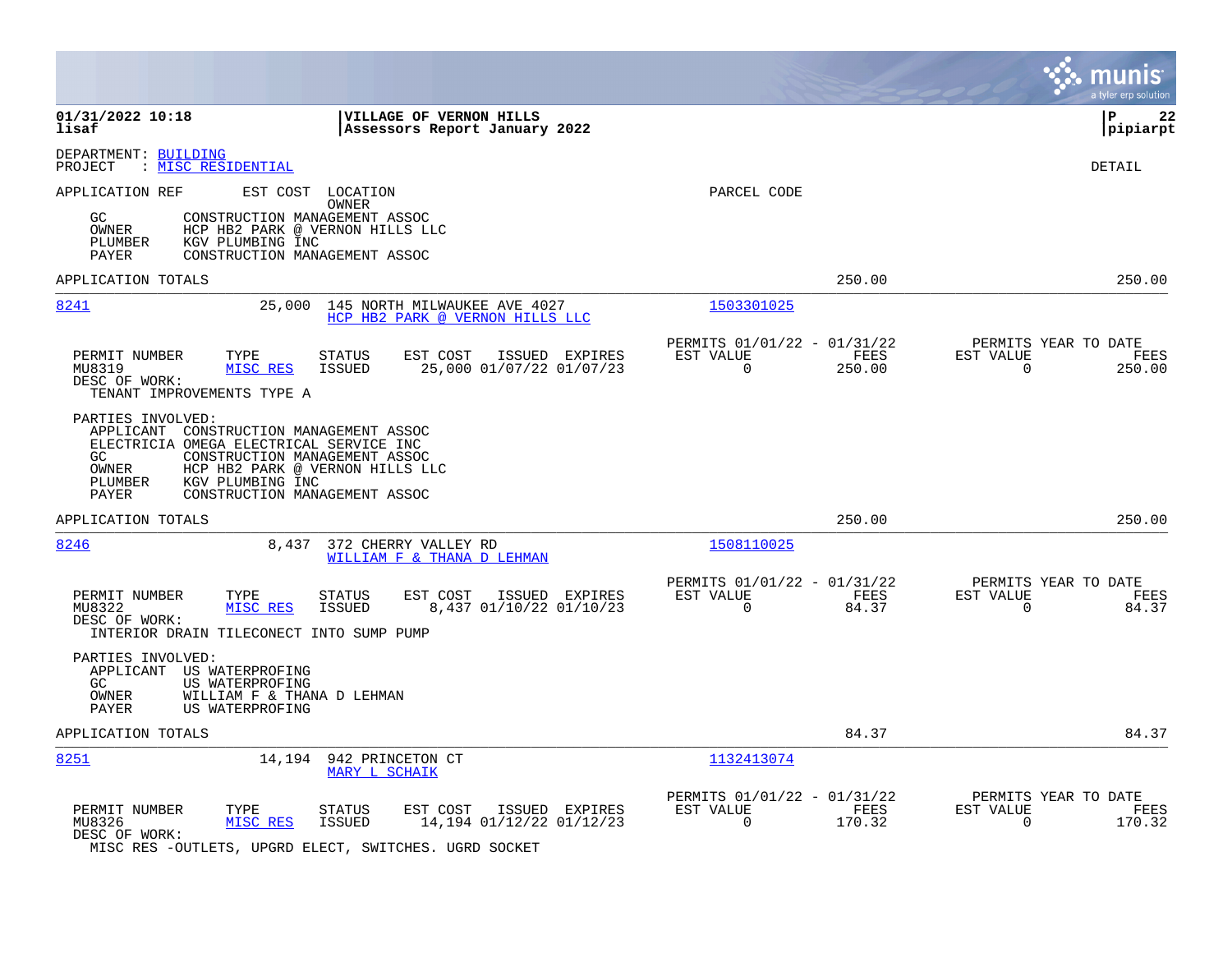DEPARTMENT: BUILDING
PROJECT : MISC RESIDENTIAL

DETAIL

| APPLICATION REF | EST COST | LOCATION / OWNER | PARCEL CODE | | |
|---|---|---|---|---|---|

GC CONSTRUCTION MANAGEMENT ASSOC
OWNER HCP HB2 PARK @ VERNON HILLS LLC
PLUMBER KGV PLUMBING INC
PAYER CONSTRUCTION MANAGEMENT ASSOC

APPLICATION TOTALS 250.00 250.00

---

**8241** 25,000 145 NORTH MILWAUKEE AVE 4027 — HCP HB2 PARK @ VERNON HILLS LLC — 1503301025

| PERMIT NUMBER | TYPE | STATUS | EST COST | ISSUED | EXPIRES | PERMITS 01/01/22 - 01/31/22 EST VALUE | FEES | PERMITS YEAR TO DATE EST VALUE | FEES |
|---|---|---|---|---|---|---|---|---|---|
| MU8319 | MISC RES | ISSUED | 25,000 | 01/07/22 | 01/07/23 | 0 | 250.00 | 0 | 250.00 |

DESC OF WORK:
TENANT IMPROVEMENTS TYPE A

PARTIES INVOLVED:
APPLICANT CONSTRUCTION MANAGEMENT ASSOC
ELECTRICIA OMEGA ELECTRICAL SERVICE INC
GC CONSTRUCTION MANAGEMENT ASSOC
OWNER HCP HB2 PARK @ VERNON HILLS LLC
PLUMBER KGV PLUMBING INC
PAYER CONSTRUCTION MANAGEMENT ASSOC

APPLICATION TOTALS 250.00 250.00

---

**8246** 8,437 372 CHERRY VALLEY RD — WILLIAM F & THANA D LEHMAN — 1508110025

| PERMIT NUMBER | TYPE | STATUS | EST COST | ISSUED | EXPIRES | PERMITS 01/01/22 - 01/31/22 EST VALUE | FEES | PERMITS YEAR TO DATE EST VALUE | FEES |
|---|---|---|---|---|---|---|---|---|---|
| MU8322 | MISC RES | ISSUED | 8,437 | 01/10/22 | 01/10/23 | 0 | 84.37 | 0 | 84.37 |

DESC OF WORK:
INTERIOR DRAIN TILECONECT INTO SUMP PUMP

PARTIES INVOLVED:
APPLICANT US WATERPROFING
GC US WATERPROFING
OWNER WILLIAM F & THANA D LEHMAN
PAYER US WATERPROFING

APPLICATION TOTALS 84.37 84.37

---

**8251** 14,194 942 PRINCETON CT — MARY L SCHAIK — 1132413074

| PERMIT NUMBER | TYPE | STATUS | EST COST | ISSUED | EXPIRES | PERMITS 01/01/22 - 01/31/22 EST VALUE | FEES | PERMITS YEAR TO DATE EST VALUE | FEES |
|---|---|---|---|---|---|---|---|---|---|
| MU8326 | MISC RES | ISSUED | 14,194 | 01/12/22 | 01/12/23 | 0 | 170.32 | 0 | 170.32 |

DESC OF WORK:
MISC RES -OUTLETS, UPGRD ELECT, SWITCHES. UGRD SOCKET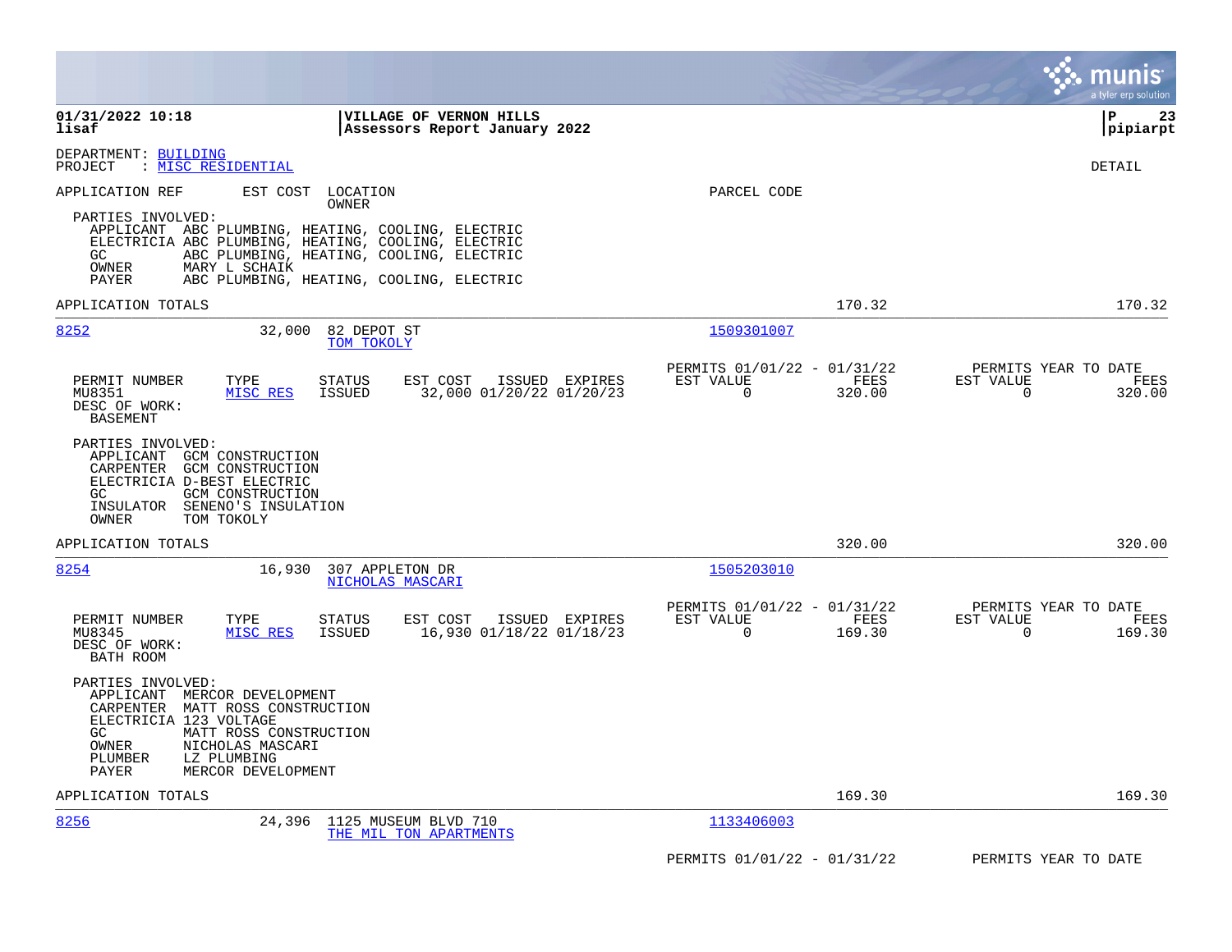01/31/2022 10:18 | VILLAGE OF VERNON HILLS
lisaf | Assessors Report January 2022

DEPARTMENT: BUILDING
PROJECT : MISC RESIDENTIAL

DETAIL

APPLICATION REF | EST COST | LOCATION / OWNER | PARCEL CODE

PARTIES INVOLVED:
- APPLICANT ABC PLUMBING, HEATING, COOLING, ELECTRIC
- ELECTRICIA ABC PLUMBING, HEATING, COOLING, ELECTRIC
- GC ABC PLUMBING, HEATING, COOLING, ELECTRIC
- OWNER MARY L SCHAIK
- PAYER ABC PLUMBING, HEATING, COOLING, ELECTRIC

APPLICATION TOTALS 170.32 170.32

---

**8252** | 32,000 | 82 DEPOT ST / TOM TOKOLY | 1509301007

| PERMIT NUMBER | TYPE | STATUS | EST COST | ISSUED | EXPIRES | PERMITS 01/01/22 - 01/31/22 EST VALUE | FEES | PERMITS YEAR TO DATE EST VALUE | FEES |
|---|---|---|---|---|---|---|---|---|---|
| MU8351 | MISC RES | ISSUED | 32,000 | 01/20/22 | 01/20/23 | 0 | 320.00 | 0 | 320.00 |

DESC OF WORK:
BASEMENT

PARTIES INVOLVED:
- APPLICANT GCM CONSTRUCTION
- CARPENTER GCM CONSTRUCTION
- ELECTRICIA D-BEST ELECTRIC
- GC GCM CONSTRUCTION
- INSULATOR SENENO'S INSULATION
- OWNER TOM TOKOLY

APPLICATION TOTALS 320.00 320.00

---

**8254** | 16,930 | 307 APPLETON DR / NICHOLAS MASCARI | 1505203010

| PERMIT NUMBER | TYPE | STATUS | EST COST | ISSUED | EXPIRES | PERMITS 01/01/22 - 01/31/22 EST VALUE | FEES | PERMITS YEAR TO DATE EST VALUE | FEES |
|---|---|---|---|---|---|---|---|---|---|
| MU8345 | MISC RES | ISSUED | 16,930 | 01/18/22 | 01/18/23 | 0 | 169.30 | 0 | 169.30 |

DESC OF WORK:
BATH ROOM

PARTIES INVOLVED:
- APPLICANT MERCOR DEVELOPMENT
- CARPENTER MATT ROSS CONSTRUCTION
- ELECTRICIA 123 VOLTAGE
- GC MATT ROSS CONSTRUCTION
- OWNER NICHOLAS MASCARI
- PLUMBER LZ PLUMBING
- PAYER MERCOR DEVELOPMENT

APPLICATION TOTALS 169.30 169.30

---

**8256** | 24,396 | 1125 MUSEUM BLVD 710 / THE MIL TON APARTMENTS | 1133406003

PERMITS 01/01/22 - 01/31/22 | PERMITS YEAR TO DATE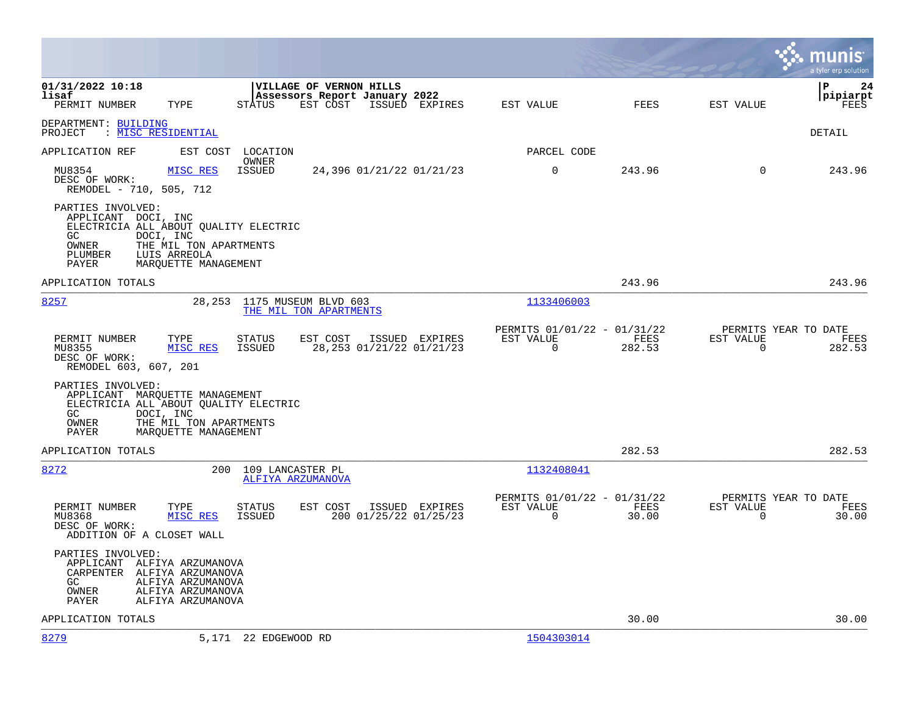01/31/2022 10:18 | VILLAGE OF VERNON HILLS | P 24
lisaf | Assessors Report January 2022 | pipiarpt

DEPARTMENT: BUILDING
PROJECT : MISC RESIDENTIAL

DETAIL

| PERMIT NUMBER | TYPE | STATUS | EST COST | ISSUED | EXPIRES | EST VALUE | FEES | EST VALUE | FEES |
|---|---|---|---|---|---|---|---|---|---|
| MU8354 | MISC RES | ISSUED | 24,396 | 01/21/22 | 01/21/23 | 0 | 243.96 | 0 | 243.96 |

DESC OF WORK:
REMODEL - 710, 505, 712

PARTIES INVOLVED:
- APPLICANT DOCI, INC
- ELECTRICIA ALL ABOUT QUALITY ELECTRIC
- GC DOCI, INC
- OWNER THE MIL TON APARTMENTS
- PLUMBER LUIS ARREOLA
- PAYER MARQUETTE MANAGEMENT

APPLICATION TOTALS: 243.96 | 243.96

---

| APPLICATION REF | EST COST | LOCATION / OWNER | PARCEL CODE |
|---|---|---|---|
| 8257 | 28,253 | 1175 MUSEUM BLVD 603 / THE MIL TON APARTMENTS | 1133406003 |

| PERMIT NUMBER | TYPE | STATUS | EST COST | ISSUED | EXPIRES | PERMITS 01/01/22 - 01/31/22 EST VALUE | FEES | PERMITS YEAR TO DATE EST VALUE | FEES |
|---|---|---|---|---|---|---|---|---|---|
| MU8355 | MISC RES | ISSUED | 28,253 | 01/21/22 | 01/21/23 | 0 | 282.53 | 0 | 282.53 |

DESC OF WORK:
REMODEL 603, 607, 201

PARTIES INVOLVED:
- APPLICANT MARQUETTE MANAGEMENT
- ELECTRICIA ALL ABOUT QUALITY ELECTRIC
- GC DOCI, INC
- OWNER THE MIL TON APARTMENTS
- PAYER MARQUETTE MANAGEMENT

APPLICATION TOTALS: 282.53 | 282.53

---

| APPLICATION REF | EST COST | LOCATION / OWNER | PARCEL CODE |
|---|---|---|---|
| 8272 | 200 | 109 LANCASTER PL / ALFIYA ARZUMANOVA | 1132408041 |

| PERMIT NUMBER | TYPE | STATUS | EST COST | ISSUED | EXPIRES | PERMITS 01/01/22 - 01/31/22 EST VALUE | FEES | PERMITS YEAR TO DATE EST VALUE | FEES |
|---|---|---|---|---|---|---|---|---|---|
| MU8368 | MISC RES | ISSUED | 200 | 01/25/22 | 01/25/23 | 0 | 30.00 | 0 | 30.00 |

DESC OF WORK:
ADDITION OF A CLOSET WALL

PARTIES INVOLVED:
- APPLICANT ALFIYA ARZUMANOVA
- CARPENTER ALFIYA ARZUMANOVA
- GC ALFIYA ARZUMANOVA
- OWNER ALFIYA ARZUMANOVA
- PAYER ALFIYA ARZUMANOVA

APPLICATION TOTALS: 30.00 | 30.00

---

| APPLICATION REF | EST COST | LOCATION | PARCEL CODE |
|---|---|---|---|
| 8279 | 5,171 | 22 EDGEWOOD RD | 1504303014 |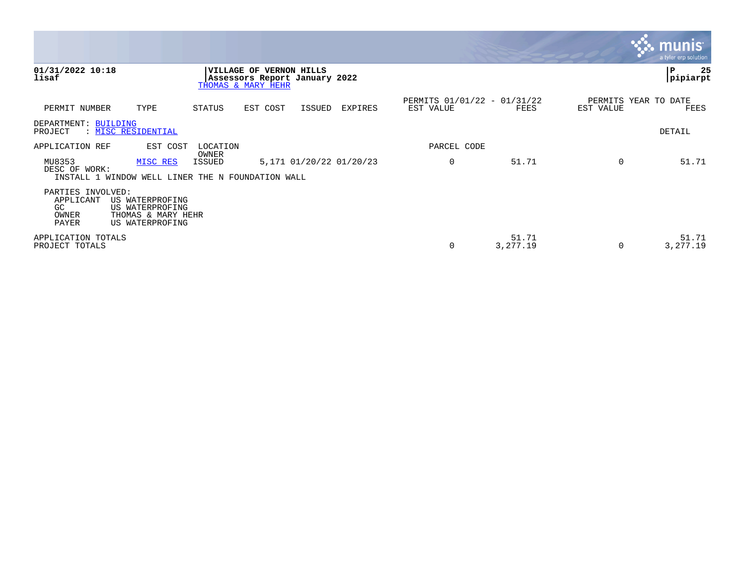**01/31/2022 10:18**
**lisaf**

**VILLAGE OF VERNON HILLS**
**Assessors Report January 2022**
THOMAS & MARY HEHR

**P 25**
**pipiarpt**

| PERMIT NUMBER | TYPE | STATUS | EST COST | ISSUED | EXPIRES | PERMITS 01/01/22 - 01/31/22 EST VALUE | FEES | PERMITS YEAR TO DATE EST VALUE | FEES |
|---|---|---|---|---|---|---|---|---|---|

DEPARTMENT: BUILDING
PROJECT : MISC RESIDENTIAL

DETAIL

| APPLICATION REF | EST COST | LOCATION / OWNER | | | | PARCEL CODE | | | |
|---|---|---|---|---|---|---|---|---|---|
| MU8353 | MISC RES | ISSUED | 5,171 | 01/20/22 | 01/20/23 | 0 | 51.71 | 0 | 51.71 |

DESC OF WORK:
INSTALL 1 WINDOW WELL LINER THE N FOUNDATION WALL

PARTIES INVOLVED:

| | |
|---|---|
| APPLICANT | US WATERPROFING |
| GC | US WATERPROFING |
| OWNER | THOMAS & MARY HEHR |
| PAYER | US WATERPROFING |

| | EST VALUE | FEES | EST VALUE | FEES |
|---|---|---|---|---|
| APPLICATION TOTALS | | 51.71 | | 51.71 |
| PROJECT TOTALS | 0 | 3,277.19 | 0 | 3,277.19 |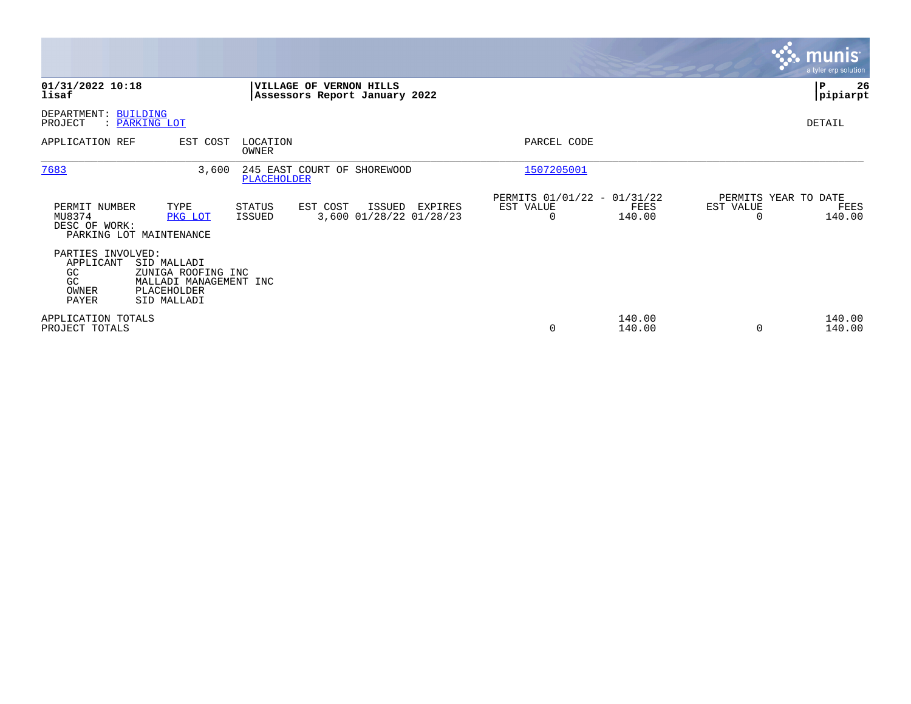**01/31/2022 10:18**
**lisaf**

**VILLAGE OF VERNON HILLS**
**Assessors Report January 2022**

**P 26**
**pipiarpt**

DEPARTMENT: BUILDING
PROJECT : PARKING LOT

DETAIL

| APPLICATION REF | EST COST | LOCATION / OWNER | PARCEL CODE |
|---|---|---|---|
| 7683 | 3,600 | 245 EAST COURT OF SHOREWOOD / PLACEHOLDER | 1507205001 |

| PERMIT NUMBER | TYPE | STATUS | EST COST | ISSUED | EXPIRES | PERMITS 01/01/22 - 01/31/22 EST VALUE | FEES | PERMITS YEAR TO DATE EST VALUE | FEES |
|---|---|---|---|---|---|---|---|---|---|
| MU8374 | PKG LOT | ISSUED | 3,600 | 01/28/22 | 01/28/23 | 0 | 140.00 | 0 | 140.00 |

DESC OF WORK:
PARKING LOT MAINTENANCE

PARTIES INVOLVED:

| Role | Name |
|---|---|
| APPLICANT | SID MALLADI |
| GC | ZUNIGA ROOFING INC |
| GC | MALLADI MANAGEMENT INC |
| OWNER | PLACEHOLDER |
| PAYER | SID MALLADI |

| | EST VALUE | FEES | EST VALUE | FEES |
|---|---|---|---|---|
| APPLICATION TOTALS | | 140.00 | | 140.00 |
| PROJECT TOTALS | 0 | 140.00 | 0 | 140.00 |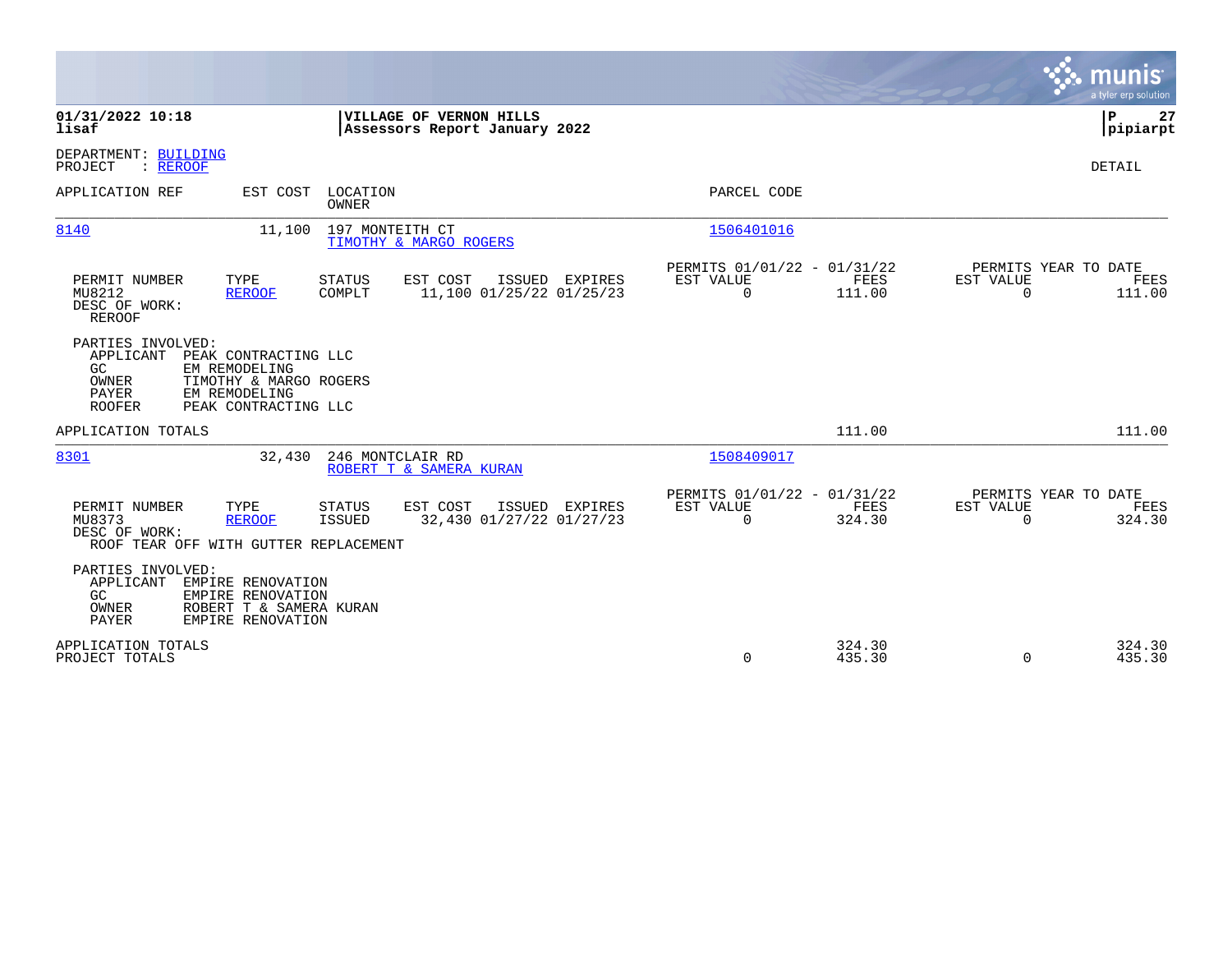**01/31/2022 10:18**
**lisaf**

**VILLAGE OF VERNON HILLS**
**Assessors Report January 2022**

**P 27**
**pipiarpt**

DEPARTMENT: BUILDING
PROJECT : REROOF

DETAIL

| APPLICATION REF | EST COST | LOCATION / OWNER | PARCEL CODE |
|---|---|---|---|
| 8140 | 11,100 | 197 MONTEITH CT / TIMOTHY & MARGO ROGERS | 1506401016 |

| PERMIT NUMBER | TYPE | STATUS | EST COST | ISSUED | EXPIRES | PERMITS 01/01/22 - 01/31/22 EST VALUE | FEES | PERMITS YEAR TO DATE EST VALUE | FEES |
|---|---|---|---|---|---|---|---|---|---|
| MU8212 | REROOF | COMPLT | 11,100 | 01/25/22 | 01/25/23 | 0 | 111.00 | 0 | 111.00 |

DESC OF WORK:
REROOF

PARTIES INVOLVED:
- APPLICANT PEAK CONTRACTING LLC
- GC EM REMODELING
- OWNER TIMOTHY & MARGO ROGERS
- PAYER EM REMODELING
- ROOFER PEAK CONTRACTING LLC

APPLICATION TOTALS — 111.00 — 111.00

| APPLICATION REF | EST COST | LOCATION / OWNER | PARCEL CODE |
|---|---|---|---|
| 8301 | 32,430 | 246 MONTCLAIR RD / ROBERT T & SAMERA KURAN | 1508409017 |

| PERMIT NUMBER | TYPE | STATUS | EST COST | ISSUED | EXPIRES | PERMITS 01/01/22 - 01/31/22 EST VALUE | FEES | PERMITS YEAR TO DATE EST VALUE | FEES |
|---|---|---|---|---|---|---|---|---|---|
| MU8373 | REROOF | ISSUED | 32,430 | 01/27/22 | 01/27/23 | 0 | 324.30 | 0 | 324.30 |

DESC OF WORK:
ROOF TEAR OFF WITH GUTTER REPLACEMENT

PARTIES INVOLVED:
- APPLICANT EMPIRE RENOVATION
- GC EMPIRE RENOVATION
- OWNER ROBERT T & SAMERA KURAN
- PAYER EMPIRE RENOVATION

| | EST VALUE | FEES | EST VALUE | FEES |
|---|---|---|---|---|
| APPLICATION TOTALS | | 324.30 | | 324.30 |
| PROJECT TOTALS | 0 | 435.30 | 0 | 435.30 |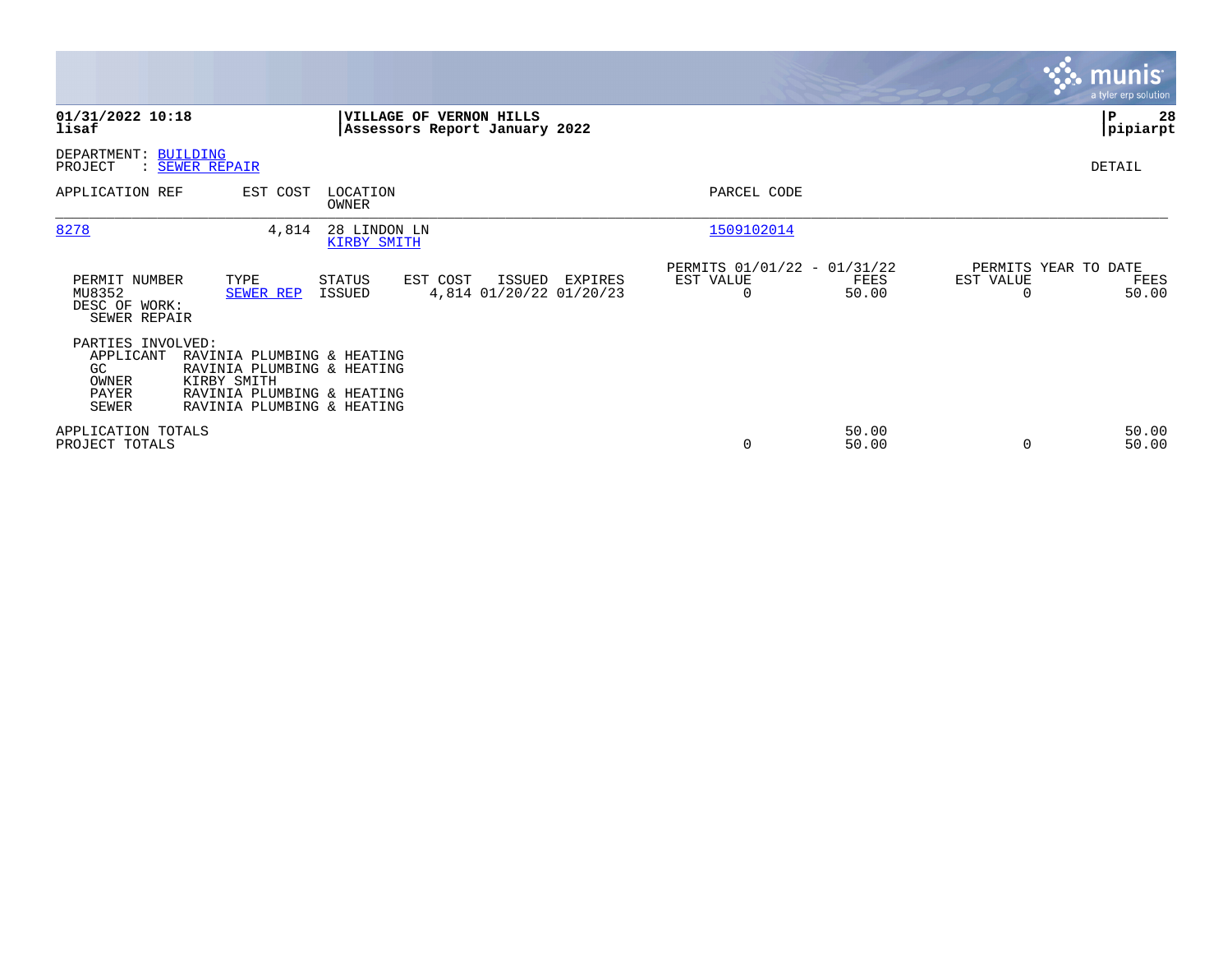**01/31/2022 10:18**
**lisaf**

**VILLAGE OF VERNON HILLS**
**Assessors Report January 2022**

**P 28**
**pipiarpt**

DEPARTMENT: BUILDING
PROJECT : SEWER REPAIR

DETAIL

| APPLICATION REF | EST COST | LOCATION / OWNER | PARCEL CODE |
|---|---|---|---|
| 8278 | 4,814 | 28 LINDON LN / KIRBY SMITH | 1509102014 |

| PERMIT NUMBER | TYPE | STATUS | EST COST | ISSUED | EXPIRES | PERMITS 01/01/22 - 01/31/22 EST VALUE | FEES | PERMITS YEAR TO DATE EST VALUE | FEES |
|---|---|---|---|---|---|---|---|---|---|
| MU8352 | SEWER REP | ISSUED | 4,814 | 01/20/22 | 01/20/23 | 0 | 50.00 | 0 | 50.00 |

DESC OF WORK:
SEWER REPAIR

PARTIES INVOLVED:

| Role | Name |
|---|---|
| APPLICANT | RAVINIA PLUMBING & HEATING |
| GC | RAVINIA PLUMBING & HEATING |
| OWNER | KIRBY SMITH |
| PAYER | RAVINIA PLUMBING & HEATING |
| SEWER | RAVINIA PLUMBING & HEATING |

| | EST VALUE | FEES | EST VALUE | FEES |
|---|---|---|---|---|
| APPLICATION TOTALS | | 50.00 | | 50.00 |
| PROJECT TOTALS | 0 | 50.00 | 0 | 50.00 |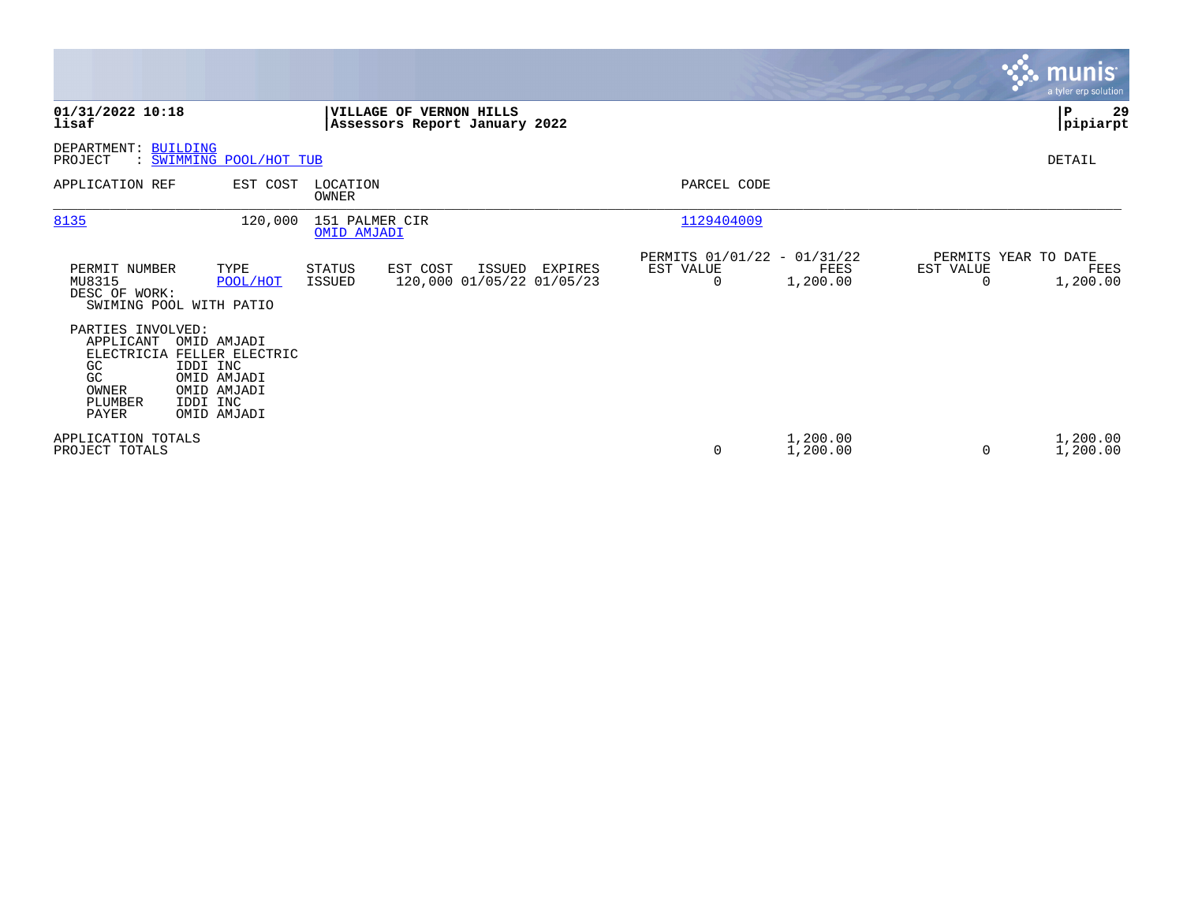**VILLAGE OF VERNON HILLS**
**Assessors Report January 2022**

DEPARTMENT: BUILDING
PROJECT : SWIMMING POOL/HOT TUB

DETAIL

| APPLICATION REF | EST COST | LOCATION / OWNER | PARCEL CODE |
|---|---|---|---|
| 8135 | 120,000 | 151 PALMER CIR / OMID AMJADI | 1129404009 |

| PERMIT NUMBER | TYPE | STATUS | EST COST | ISSUED | EXPIRES | PERMITS 01/01/22 - 01/31/22 EST VALUE | FEES | PERMITS YEAR TO DATE EST VALUE | FEES |
|---|---|---|---|---|---|---|---|---|---|
| MU8315 | POOL/HOT | ISSUED | 120,000 | 01/05/22 | 01/05/23 | 0 | 1,200.00 | 0 | 1,200.00 |

DESC OF WORK:
SWIMING POOL WITH PATIO

PARTIES INVOLVED:

| Role | Name |
|---|---|
| APPLICANT | OMID AMJADI |
| ELECTRICIA | FELLER ELECTRIC |
| GC | IDDI INC |
| GC | OMID AMJADI |
| OWNER | OMID AMJADI |
| PLUMBER | IDDI INC |
| PAYER | OMID AMJADI |

| | PERMITS 01/01/22 - 01/31/22 EST VALUE | FEES | PERMITS YEAR TO DATE EST VALUE | FEES |
|---|---|---|---|---|
| APPLICATION TOTALS | | 1,200.00 | | 1,200.00 |
| PROJECT TOTALS | 0 | 1,200.00 | 0 | 1,200.00 |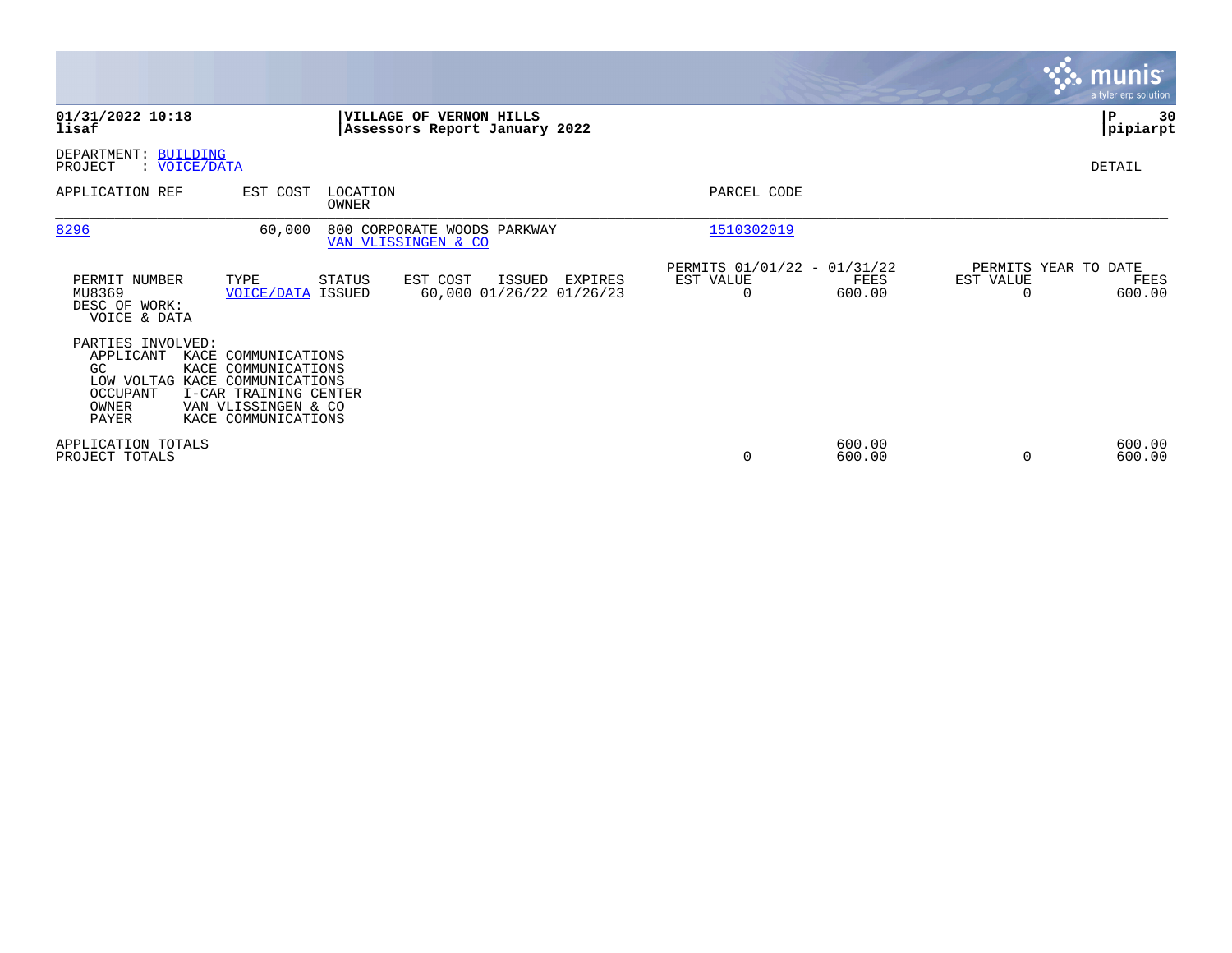**01/31/2022 10:18**
**lisaf**

**VILLAGE OF VERNON HILLS**
**Assessors Report January 2022**

**P 30**
**pipiarpt**

DEPARTMENT: BUILDING
PROJECT : VOICE/DATA

DETAIL

| APPLICATION REF | EST COST | LOCATION / OWNER | PARCEL CODE |
|---|---|---|---|
| 8296 | 60,000 | 800 CORPORATE WOODS PARKWAY / VAN VLISSINGEN & CO | 1510302019 |

| PERMIT NUMBER | TYPE | STATUS | EST COST | ISSUED | EXPIRES | PERMITS 01/01/22 - 01/31/22 EST VALUE | FEES | PERMITS YEAR TO DATE EST VALUE | FEES |
|---|---|---|---|---|---|---|---|---|---|
| MU8369 | VOICE/DATA | ISSUED | 60,000 | 01/26/22 | 01/26/23 | 0 | 600.00 | 0 | 600.00 |

DESC OF WORK:
VOICE & DATA

PARTIES INVOLVED:

| | |
|---|---|
| APPLICANT | KACE COMMUNICATIONS |
| GC | KACE COMMUNICATIONS |
| LOW VOLTAG | KACE COMMUNICATIONS |
| OCCUPANT | I-CAR TRAINING CENTER |
| OWNER | VAN VLISSINGEN & CO |
| PAYER | KACE COMMUNICATIONS |

| | EST VALUE | FEES | EST VALUE | FEES |
|---|---|---|---|---|
| APPLICATION TOTALS | | 600.00 | | 600.00 |
| PROJECT TOTALS | 0 | 600.00 | 0 | 600.00 |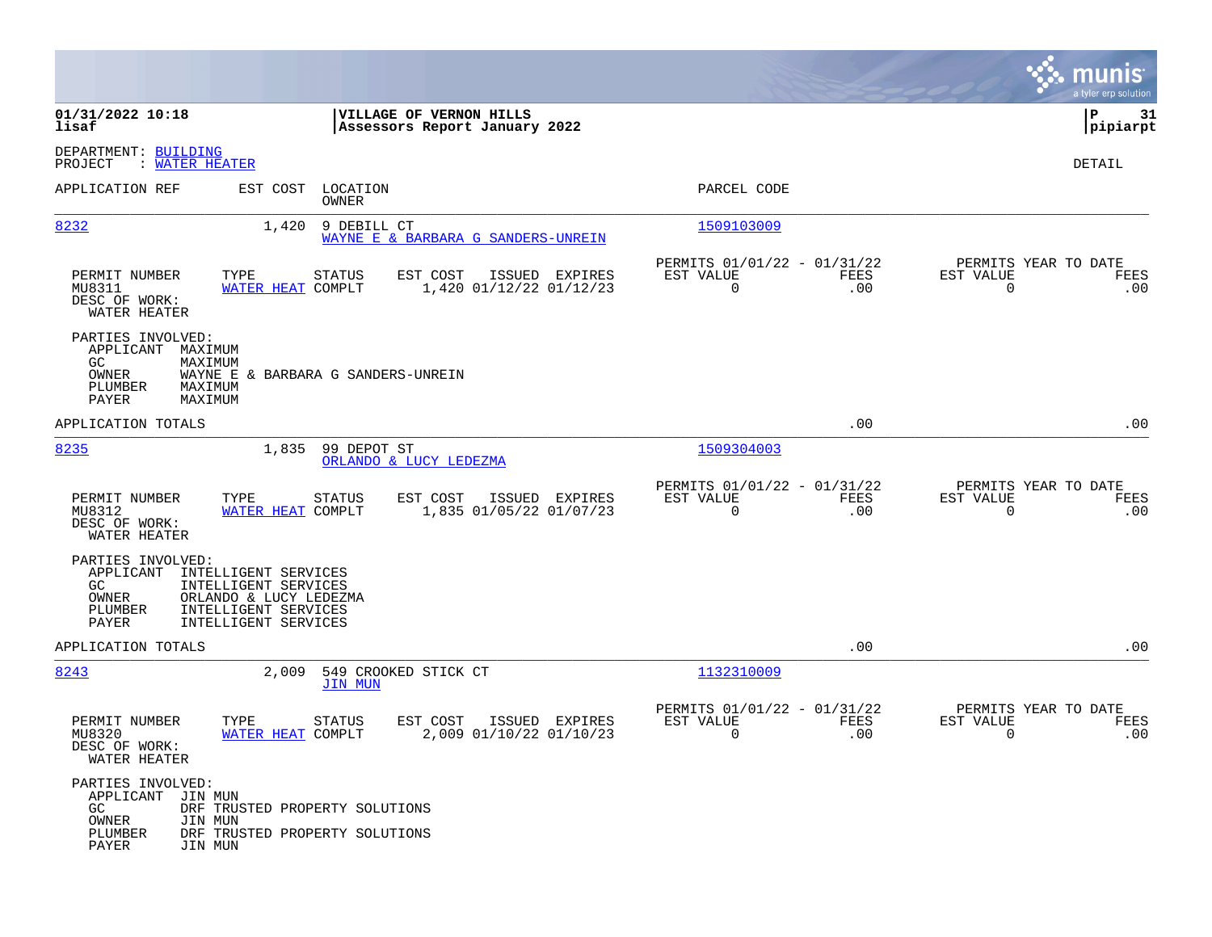**VILLAGE OF VERNON HILLS**
**Assessors Report January 2022**

01/31/2022 10:18
lisaf

pipiarpt

DEPARTMENT: BUILDING
PROJECT : WATER HEATER

DETAIL

| APPLICATION REF | EST COST | LOCATION / OWNER | PARCEL CODE |
|---|---|---|---|
| 8232 | 1,420 | 9 DEBILL CT / WAYNE E & BARBARA G SANDERS-UNREIN | 1509103009 |

| PERMIT NUMBER | TYPE | STATUS | EST COST | ISSUED | EXPIRES | PERMITS 01/01/22 - 01/31/22 EST VALUE | FEES | PERMITS YEAR TO DATE EST VALUE | FEES |
|---|---|---|---|---|---|---|---|---|---|
| MU8311 | WATER HEAT | COMPLT | 1,420 | 01/12/22 | 01/12/23 | 0 | .00 | 0 | .00 |

DESC OF WORK:
WATER HEATER

PARTIES INVOLVED:
- APPLICANT MAXIMUM
- GC MAXIMUM
- OWNER WAYNE E & BARBARA G SANDERS-UNREIN
- PLUMBER MAXIMUM
- PAYER MAXIMUM

APPLICATION TOTALS .00 .00

| APPLICATION REF | EST COST | LOCATION / OWNER | PARCEL CODE |
|---|---|---|---|
| 8235 | 1,835 | 99 DEPOT ST / ORLANDO & LUCY LEDEZMA | 1509304003 |

| PERMIT NUMBER | TYPE | STATUS | EST COST | ISSUED | EXPIRES | PERMITS 01/01/22 - 01/31/22 EST VALUE | FEES | PERMITS YEAR TO DATE EST VALUE | FEES |
|---|---|---|---|---|---|---|---|---|---|
| MU8312 | WATER HEAT | COMPLT | 1,835 | 01/05/22 | 01/07/23 | 0 | .00 | 0 | .00 |

DESC OF WORK:
WATER HEATER

PARTIES INVOLVED:
- APPLICANT INTELLIGENT SERVICES
- GC INTELLIGENT SERVICES
- OWNER ORLANDO & LUCY LEDEZMA
- PLUMBER INTELLIGENT SERVICES
- PAYER INTELLIGENT SERVICES

APPLICATION TOTALS .00 .00

| APPLICATION REF | EST COST | LOCATION / OWNER | PARCEL CODE |
|---|---|---|---|
| 8243 | 2,009 | 549 CROOKED STICK CT / JIN MUN | 1132310009 |

| PERMIT NUMBER | TYPE | STATUS | EST COST | ISSUED | EXPIRES | PERMITS 01/01/22 - 01/31/22 EST VALUE | FEES | PERMITS YEAR TO DATE EST VALUE | FEES |
|---|---|---|---|---|---|---|---|---|---|
| MU8320 | WATER HEAT | COMPLT | 2,009 | 01/10/22 | 01/10/23 | 0 | .00 | 0 | .00 |

DESC OF WORK:
WATER HEATER

PARTIES INVOLVED:
- APPLICANT JIN MUN
- GC DRF TRUSTED PROPERTY SOLUTIONS
- OWNER JIN MUN
- PLUMBER DRF TRUSTED PROPERTY SOLUTIONS
- PAYER JIN MUN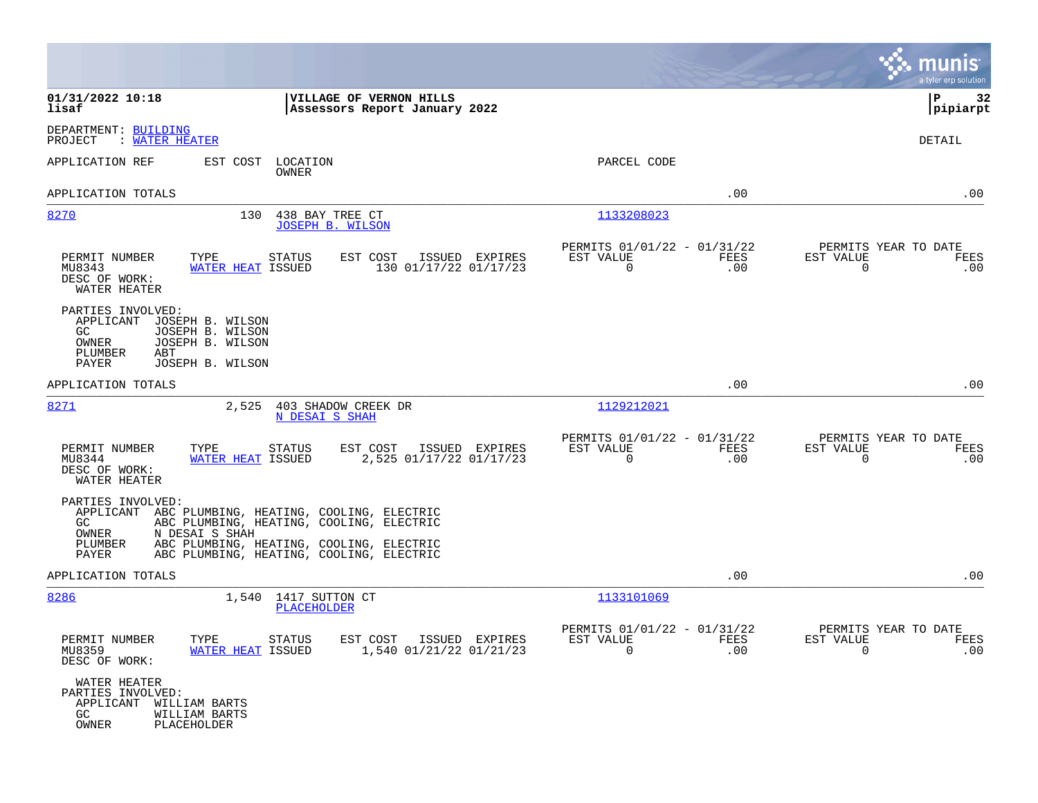**01/31/2022 10:18**
**lisaf**

**VILLAGE OF VERNON HILLS**
**Assessors Report January 2022**

**P 32**
**pipiarpt**

DEPARTMENT: BUILDING
PROJECT : WATER HEATER

DETAIL

| APPLICATION REF | EST COST | LOCATION / OWNER | PARCEL CODE | | |
|---|---|---|---|---|---|
| APPLICATION TOTALS | | | | .00 | .00 |

---

**8270** — 130 — 438 BAY TREE CT — JOSEPH B. WILSON — PARCEL CODE: 1133208023

| PERMIT NUMBER | TYPE | STATUS | EST COST | ISSUED | EXPIRES | PERMITS 01/01/22 - 01/31/22 EST VALUE | FEES | PERMITS YEAR TO DATE EST VALUE | FEES |
|---|---|---|---|---|---|---|---|---|---|
| MU8343 | WATER HEAT | ISSUED | 130 | 01/17/22 | 01/17/23 | 0 | .00 | 0 | .00 |

DESC OF WORK:
WATER HEATER

PARTIES INVOLVED:
- APPLICANT JOSEPH B. WILSON
- GC JOSEPH B. WILSON
- OWNER JOSEPH B. WILSON
- PLUMBER ABT
- PAYER JOSEPH B. WILSON

APPLICATION TOTALS .00 .00

---

**8271** — 2,525 — 403 SHADOW CREEK DR — N DESAI S SHAH — PARCEL CODE: 1129212021

| PERMIT NUMBER | TYPE | STATUS | EST COST | ISSUED | EXPIRES | PERMITS 01/01/22 - 01/31/22 EST VALUE | FEES | PERMITS YEAR TO DATE EST VALUE | FEES |
|---|---|---|---|---|---|---|---|---|---|
| MU8344 | WATER HEAT | ISSUED | 2,525 | 01/17/22 | 01/17/23 | 0 | .00 | 0 | .00 |

DESC OF WORK:
WATER HEATER

PARTIES INVOLVED:
- APPLICANT ABC PLUMBING, HEATING, COOLING, ELECTRIC
- GC ABC PLUMBING, HEATING, COOLING, ELECTRIC
- OWNER N DESAI S SHAH
- PLUMBER ABC PLUMBING, HEATING, COOLING, ELECTRIC
- PAYER ABC PLUMBING, HEATING, COOLING, ELECTRIC

APPLICATION TOTALS .00 .00

---

**8286** — 1,540 — 1417 SUTTON CT — PLACEHOLDER — PARCEL CODE: 1133101069

| PERMIT NUMBER | TYPE | STATUS | EST COST | ISSUED | EXPIRES | PERMITS 01/01/22 - 01/31/22 EST VALUE | FEES | PERMITS YEAR TO DATE EST VALUE | FEES |
|---|---|---|---|---|---|---|---|---|---|
| MU8359 | WATER HEAT | ISSUED | 1,540 | 01/21/22 | 01/21/23 | 0 | .00 | 0 | .00 |

DESC OF WORK:
WATER HEATER

PARTIES INVOLVED:
- APPLICANT WILLIAM BARTS
- GC WILLIAM BARTS
- OWNER PLACEHOLDER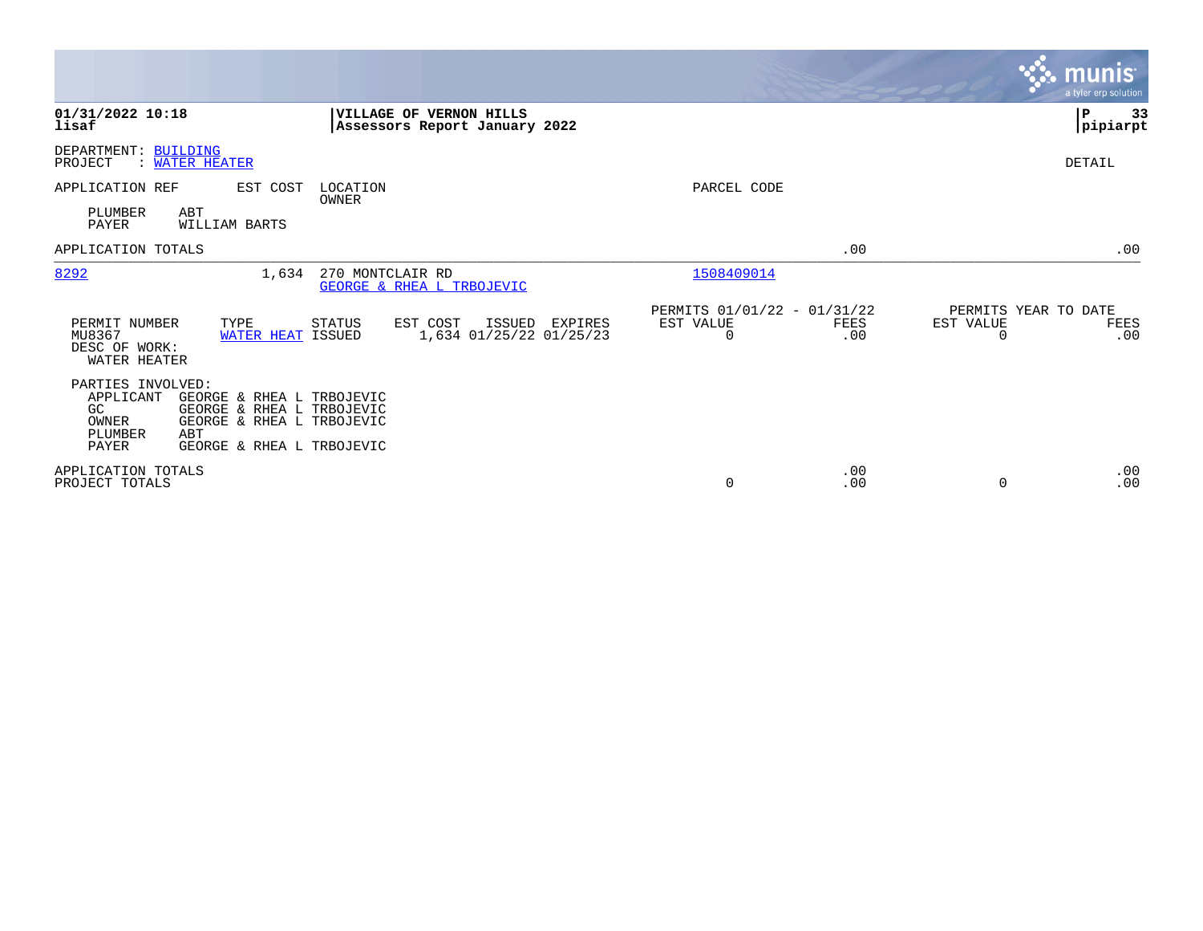**01/31/2022 10:18**
**lisaf**

**VILLAGE OF VERNON HILLS**
**Assessors Report January 2022**

**P 33**
**pipiarpt**

DEPARTMENT: BUILDING
PROJECT : WATER HEATER

DETAIL

| APPLICATION REF | EST COST | LOCATION / OWNER | PARCEL CODE | | |
|---|---|---|---|---|---|
| PLUMBER ABT | | | | | |
| PAYER WILLIAM BARTS | | | | | |
| APPLICATION TOTALS | | | | .00 | .00 |
| 8292 | 1,634 | 270 MONTCLAIR RD / GEORGE & RHEA L TRBOJEVIC | 1508409014 | | |

| PERMIT NUMBER | TYPE | STATUS | EST COST | ISSUED | EXPIRES | PERMITS 01/01/22 - 01/31/22 EST VALUE | FEES | PERMITS YEAR TO DATE EST VALUE | FEES |
|---|---|---|---|---|---|---|---|---|---|
| MU8367 | WATER HEAT | ISSUED | 1,634 | 01/25/22 | 01/25/23 | 0 | .00 | 0 | .00 |

DESC OF WORK:
WATER HEATER

PARTIES INVOLVED:

| Role | Name |
|---|---|
| APPLICANT | GEORGE & RHEA L TRBOJEVIC |
| GC | GEORGE & RHEA L TRBOJEVIC |
| OWNER | GEORGE & RHEA L TRBOJEVIC |
| PLUMBER | ABT |
| PAYER | GEORGE & RHEA L TRBOJEVIC |

| | EST VALUE | FEES | EST VALUE | FEES |
|---|---|---|---|---|
| APPLICATION TOTALS | | .00 | | .00 |
| PROJECT TOTALS | 0 | .00 | 0 | .00 |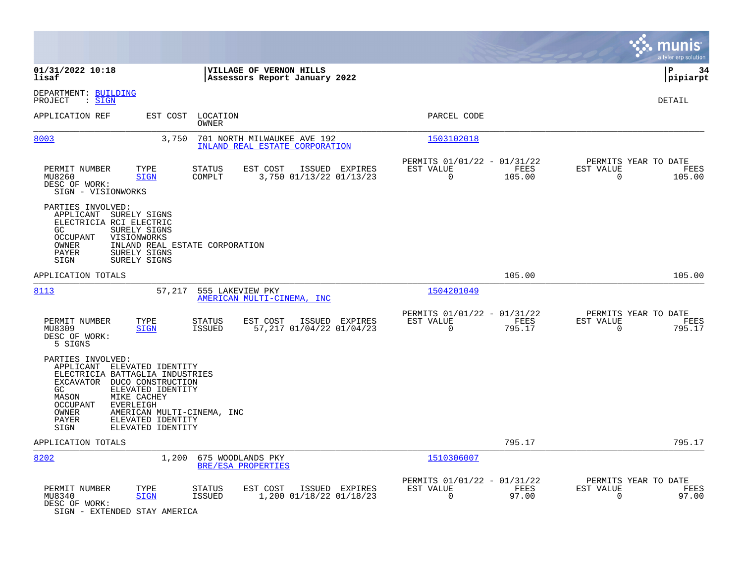01/31/2022 10:18 | VILLAGE OF VERNON HILLS | P 34
lisaf | Assessors Report January 2022 | pipiarpt

DEPARTMENT: BUILDING
PROJECT : SIGN

DETAIL

| APPLICATION REF | EST COST | LOCATION / OWNER | PARCEL CODE |
|---|---|---|---|
| 8003 | 3,750 | 701 NORTH MILWAUKEE AVE 192 / INLAND REAL ESTATE CORPORATION | 1503102018 |

| PERMIT NUMBER | TYPE | STATUS | EST COST | ISSUED | EXPIRES | PERMITS 01/01/22 - 01/31/22 EST VALUE | FEES | PERMITS YEAR TO DATE EST VALUE | FEES |
|---|---|---|---|---|---|---|---|---|---|
| MU8260 | SIGN | COMPLT | 3,750 | 01/13/22 | 01/13/23 | 0 | 105.00 | 0 | 105.00 |

DESC OF WORK:
SIGN - VISIONWORKS

PARTIES INVOLVED:
- APPLICANT SURELY SIGNS
- ELECTRICIA RCI ELECTRIC
- GC SURELY SIGNS
- OCCUPANT VISIONWORKS
- OWNER INLAND REAL ESTATE CORPORATION
- PAYER SURELY SIGNS
- SIGN SURELY SIGNS

APPLICATION TOTALS 105.00 105.00

| APPLICATION REF | EST COST | LOCATION / OWNER | PARCEL CODE |
|---|---|---|---|
| 8113 | 57,217 | 555 LAKEVIEW PKY / AMERICAN MULTI-CINEMA, INC | 1504201049 |

| PERMIT NUMBER | TYPE | STATUS | EST COST | ISSUED | EXPIRES | PERMITS 01/01/22 - 01/31/22 EST VALUE | FEES | PERMITS YEAR TO DATE EST VALUE | FEES |
|---|---|---|---|---|---|---|---|---|---|
| MU8309 | SIGN | ISSUED | 57,217 | 01/04/22 | 01/04/23 | 0 | 795.17 | 0 | 795.17 |

DESC OF WORK:
5 SIGNS

PARTIES INVOLVED:
- APPLICANT ELEVATED IDENTITY
- ELECTRICIA BATTAGLIA INDUSTRIES
- EXCAVATOR DUCO CONSTRUCTION
- GC ELEVATED IDENTITY
- MASON MIKE CACHEY
- OCCUPANT EVERLEIGH
- OWNER AMERICAN MULTI-CINEMA, INC
- PAYER ELEVATED IDENTITY
- SIGN ELEVATED IDENTITY

APPLICATION TOTALS 795.17 795.17

| APPLICATION REF | EST COST | LOCATION / OWNER | PARCEL CODE |
|---|---|---|---|
| 8202 | 1,200 | 675 WOODLANDS PKY / BRE/ESA PROPERTIES | 1510306007 |

| PERMIT NUMBER | TYPE | STATUS | EST COST | ISSUED | EXPIRES | PERMITS 01/01/22 - 01/31/22 EST VALUE | FEES | PERMITS YEAR TO DATE EST VALUE | FEES |
|---|---|---|---|---|---|---|---|---|---|
| MU8340 | SIGN | ISSUED | 1,200 | 01/18/22 | 01/18/23 | 0 | 97.00 | 0 | 97.00 |

DESC OF WORK:
SIGN - EXTENDED STAY AMERICA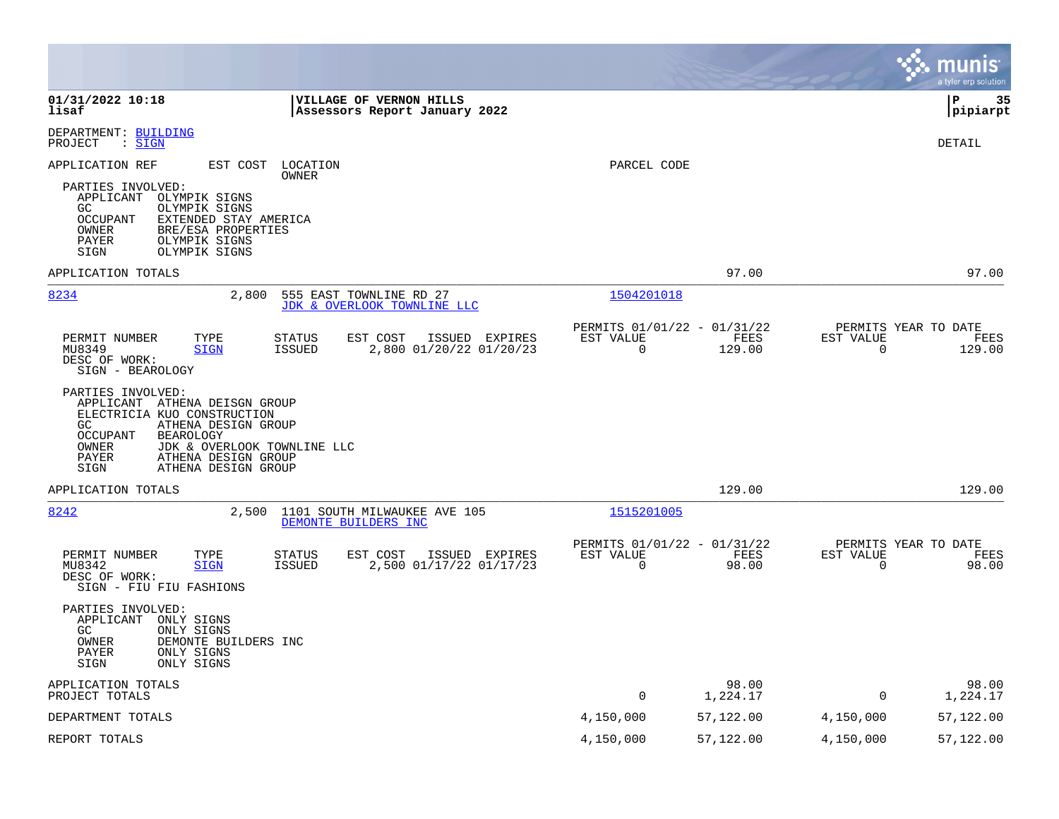**01/31/2022 10:18**
**lisaf**

**VILLAGE OF VERNON HILLS**
**Assessors Report January 2022**

**P 35**
**pipiarpt**

DEPARTMENT: BUILDING
PROJECT : SIGN

DETAIL

APPLICATION REF EST COST LOCATION / OWNER PARCEL CODE

PARTIES INVOLVED:
- APPLICANT OLYMPIK SIGNS
- GC OLYMPIK SIGNS
- OCCUPANT EXTENDED STAY AMERICA
- OWNER BRE/ESA PROPERTIES
- PAYER OLYMPIK SIGNS
- SIGN OLYMPIK SIGNS

APPLICATION TOTALS 97.00 97.00

---

**8234** 2,800 555 EAST TOWNLINE RD 27 — JDK & OVERLOOK TOWNLINE LLC — 1504201018

| PERMIT NUMBER | TYPE | STATUS | EST COST | ISSUED | EXPIRES | PERMITS 01/01/22 - 01/31/22 EST VALUE | FEES | PERMITS YEAR TO DATE EST VALUE | FEES |
|---|---|---|---|---|---|---|---|---|---|
| MU8349 | SIGN | ISSUED | 2,800 | 01/20/22 | 01/20/23 | 0 | 129.00 | 0 | 129.00 |

DESC OF WORK:
SIGN - BEAROLOGY

PARTIES INVOLVED:
- APPLICANT ATHENA DEISGN GROUP
- ELECTRICIA KUO CONSTRUCTION
- GC ATHENA DESIGN GROUP
- OCCUPANT BEAROLOGY
- OWNER JDK & OVERLOOK TOWNLINE LLC
- PAYER ATHENA DESIGN GROUP
- SIGN ATHENA DESIGN GROUP

APPLICATION TOTALS 129.00 129.00

---

**8242** 2,500 1101 SOUTH MILWAUKEE AVE 105 — DEMONTE BUILDERS INC — 1515201005

| PERMIT NUMBER | TYPE | STATUS | EST COST | ISSUED | EXPIRES | PERMITS 01/01/22 - 01/31/22 EST VALUE | FEES | PERMITS YEAR TO DATE EST VALUE | FEES |
|---|---|---|---|---|---|---|---|---|---|
| MU8342 | SIGN | ISSUED | 2,500 | 01/17/22 | 01/17/23 | 0 | 98.00 | 0 | 98.00 |

DESC OF WORK:
SIGN - FIU FIU FASHIONS

PARTIES INVOLVED:
- APPLICANT ONLY SIGNS
- GC ONLY SIGNS
- OWNER DEMONTE BUILDERS INC
- PAYER ONLY SIGNS
- SIGN ONLY SIGNS

| | EST VALUE | FEES | YTD EST VALUE | YTD FEES |
|---|---|---|---|---|
| APPLICATION TOTALS | | 98.00 | | 98.00 |
| PROJECT TOTALS | 0 | 1,224.17 | 0 | 1,224.17 |
| DEPARTMENT TOTALS | 4,150,000 | 57,122.00 | 4,150,000 | 57,122.00 |
| REPORT TOTALS | 4,150,000 | 57,122.00 | 4,150,000 | 57,122.00 |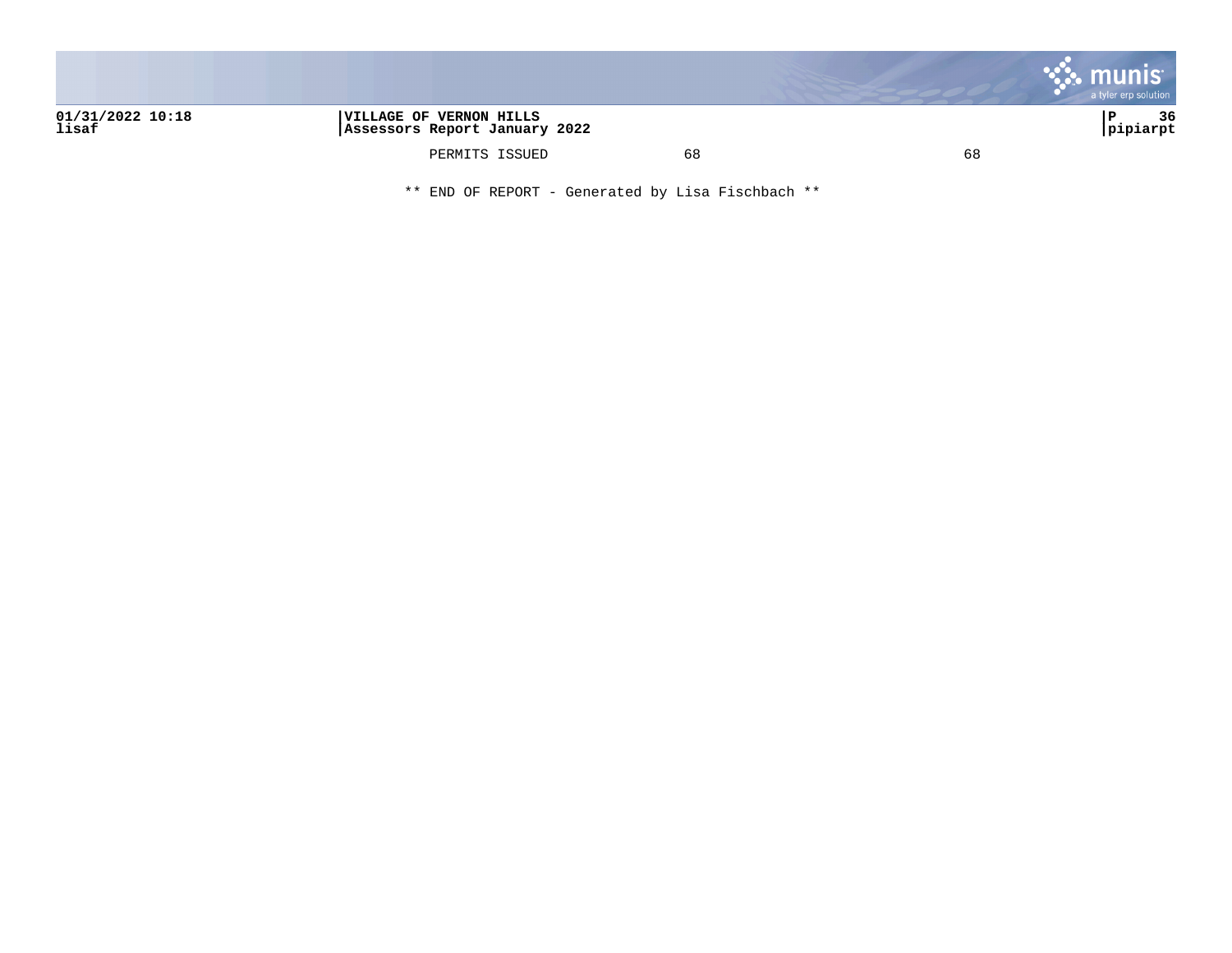PERMITS ISSUED 68 68

** END OF REPORT - Generated by Lisa Fischbach **